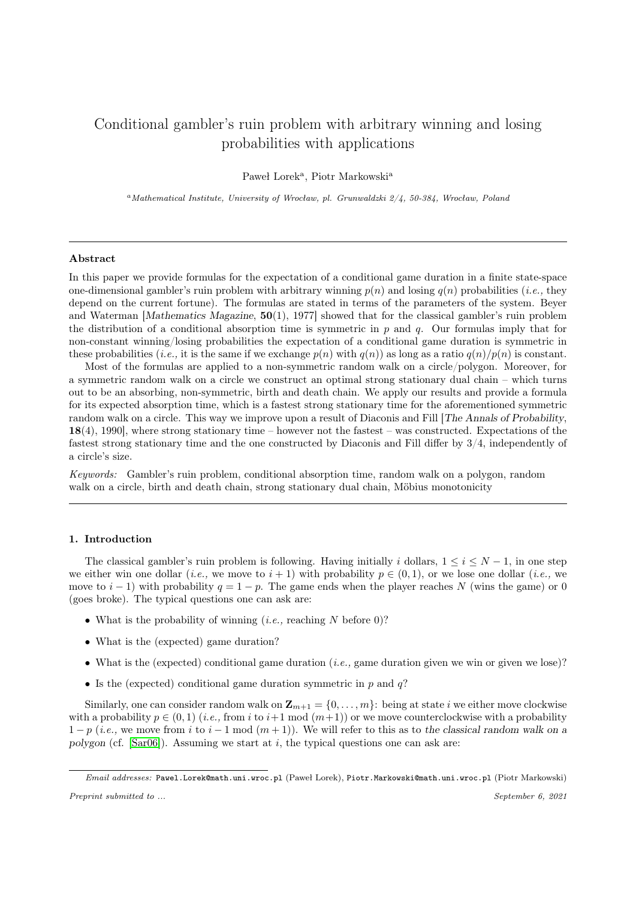# Conditional gambler's ruin problem with arbitrary winning and losing probabilities with applications

Paweł Lorek[a], Piotr Markowski[a]

[a] *Mathematical Institute, University of Wrocław, pl. Grunwaldzki 2/4, 50-384, Wrocław, Poland*

---

## Abstract

In this paper we provide formulas for the expectation of a conditional game duration in a finite state-space one-dimensional gambler's ruin problem with arbitrary winning $p(n)$ and losing $q(n)$ probabilities (*i.e.,* they depend on the current fortune). The formulas are stated in terms of the parameters of the system. Beyer and Waterman [*Mathematics Magazine*, **50**(1), 1977] showed that for the classical gambler's ruin problem the distribution of a conditional absorption time is symmetric in $p$ and $q$. Our formulas imply that for non-constant winning/losing probabilities the expectation of a conditional game duration is symmetric in these probabilities (*i.e.,* it is the same if we exchange $p(n)$ with $q(n)$) as long as a ratio $q(n)/p(n)$ is constant.

Most of the formulas are applied to a non-symmetric random walk on a circle/polygon. Moreover, for a symmetric random walk on a circle we construct an optimal strong stationary dual chain – which turns out to be an absorbing, non-symmetric, birth and death chain. We apply our results and provide a formula for its expected absorption time, which is a fastest strong stationary time for the aforementioned symmetric random walk on a circle. This way we improve upon a result of Diaconis and Fill [*The Annals of Probability*, **18**(4), 1990], where strong stationary time – however not the fastest – was constructed. Expectations of the fastest strong stationary time and the one constructed by Diaconis and Fill differ by 3/4, independently of a circle's size.

*Keywords:* Gambler's ruin problem, conditional absorption time, random walk on a polygon, random walk on a circle, birth and death chain, strong stationary dual chain, Möbius monotonicity

---

## 1. Introduction

The classical gambler's ruin problem is following. Having initially $i$ dollars, $1 \leq i \leq N-1$, in one step we either win one dollar (*i.e.,* we move to $i+1$) with probability $p \in (0,1)$, or we lose one dollar (*i.e.,* we move to $i-1$) with probability $q = 1-p$. The game ends when the player reaches $N$ (wins the game) or 0 (goes broke). The typical questions one can ask are:

- What is the probability of winning (*i.e.,* reaching $N$ before 0)?
- What is the (expected) game duration?
- What is the (expected) conditional game duration (*i.e.,* game duration given we win or given we lose)?
- Is the (expected) conditional game duration symmetric in $p$ and $q$?

Similarly, one can consider random walk on $\mathbf{Z}_{m+1} = \{0, \ldots, m\}$: being at state $i$ we either move clockwise with a probability $p \in (0,1)$ (*i.e.,* from $i$ to $i+1 \bmod (m+1)$) or we move counterclockwise with a probability $1-p$ (*i.e.,* we move from $i$ to $i-1 \bmod (m+1)$). We will refer to this as to *the classical random walk on a polygon* (cf. [Sar06]). Assuming we start at $i$, the typical questions one can ask are:

---

*Email addresses:* Pawel.Lorek@math.uni.wroc.pl (Paweł Lorek), Piotr.Markowski@math.uni.wroc.pl (Piotr Markowski)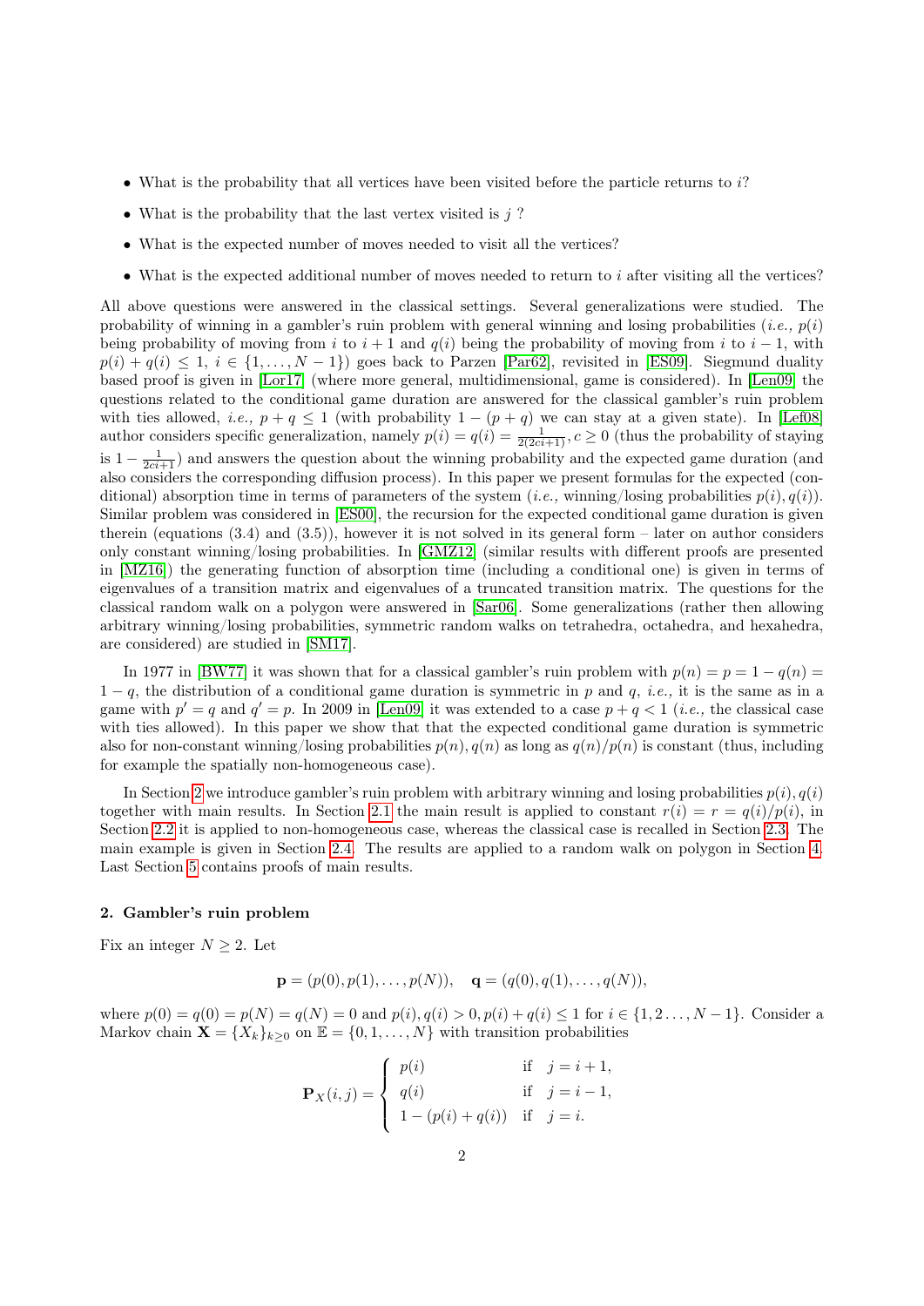- What is the probability that all vertices have been visited before the particle returns to $i$?
- What is the probability that the last vertex visited is $j$ ?
- What is the expected number of moves needed to visit all the vertices?
- What is the expected additional number of moves needed to return to $i$ after visiting all the vertices?

All above questions were answered in the classical settings. Several generalizations were studied. The probability of winning in a gambler's ruin problem with general winning and losing probabilities (*i.e.,* $p(i)$ being probability of moving from $i$ to $i+1$ and $q(i)$ being the probability of moving from $i$ to $i-1$, with $p(i)+q(i) \leq 1$, $i \in \{1,\ldots,N-1\}$) goes back to Parzen [Par62], revisited in [ES09]. Siegmund duality based proof is given in [Lor17] (where more general, multidimensional, game is considered). In [Len09] the questions related to the conditional game duration are answered for the classical gambler's ruin problem with ties allowed, *i.e.,* $p+q \leq 1$ (with probability $1-(p+q)$ we can stay at a given state). In [Lef08] author considers specific generalization, namely $p(i) = q(i) = \frac{1}{2(2ci+1)}, c \geq 0$ (thus the probability of staying is $1 - \frac{1}{2ci+1}$) and answers the question about the winning probability and the expected game duration (and also considers the corresponding diffusion process). In this paper we present formulas for the expected (conditional) absorption time in terms of parameters of the system (*i.e.,* winning/losing probabilities $p(i), q(i)$). Similar problem was considered in [ES00], the recursion for the expected conditional game duration is given therein (equations (3.4) and (3.5)), however it is not solved in its general form – later on author considers only constant winning/losing probabilities. In [GMZ12] (similar results with different proofs are presented in [MZ16]) the generating function of absorption time (including a conditional one) is given in terms of eigenvalues of a transition matrix and eigenvalues of a truncated transition matrix. The questions for the classical random walk on a polygon were answered in [Sar06]. Some generalizations (rather then allowing arbitrary winning/losing probabilities, symmetric random walks on tetrahedra, octahedra, and hexahedra, are considered) are studied in [SM17].

In 1977 in [BW77] it was shown that for a classical gambler's ruin problem with $p(n) = p = 1-q(n) = 1-q$, the distribution of a conditional game duration is symmetric in $p$ and $q$, *i.e.,* it is the same as in a game with $p' = q$ and $q' = p$. In 2009 in [Len09] it was extended to a case $p+q<1$ (*i.e.,* the classical case with ties allowed). In this paper we show that that the expected conditional game duration is symmetric also for non-constant winning/losing probabilities $p(n), q(n)$ as long as $q(n)/p(n)$ is constant (thus, including for example the spatially non-homogeneous case).

In Section 2 we introduce gambler's ruin problem with arbitrary winning and losing probabilities $p(i), q(i)$ together with main results. In Section 2.1 the main result is applied to constant $r(i) = r = q(i)/p(i)$, in Section 2.2 it is applied to non-homogeneous case, whereas the classical case is recalled in Section 2.3. The main example is given in Section 2.4. The results are applied to a random walk on polygon in Section 4. Last Section 5 contains proofs of main results.

## 2. Gambler's ruin problem

Fix an integer $N \geq 2$. Let

$$\mathbf{p} = (p(0), p(1), \ldots, p(N)), \quad \mathbf{q} = (q(0), q(1), \ldots, q(N)),$$

where $p(0) = q(0) = p(N) = q(N) = 0$ and $p(i), q(i) > 0, p(i)+q(i) \leq 1$ for $i \in \{1, 2 \ldots, N-1\}$. Consider a Markov chain $\mathbf{X} = \{X_k\}_{k \geq 0}$ on $\mathbb{E} = \{0, 1, \ldots, N\}$ with transition probabilities

$$\mathbf{P}_X(i,j) = \begin{cases} p(i) & \text{if} \quad j = i+1, \\ q(i) & \text{if} \quad j = i-1, \\ 1-(p(i)+q(i)) & \text{if} \quad j = i. \end{cases}$$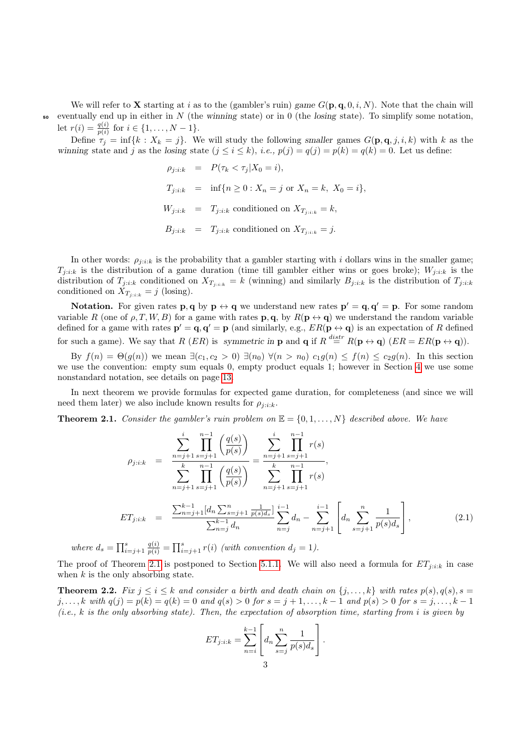We will refer to $\mathbf{X}$ starting at $i$ as to the (gambler's ruin) *game* $G(\mathbf{p}, \mathbf{q}, 0, i, N)$. Note that the chain will eventually end up in either in $N$ (the *winning* state) or in 0 (the *losing* state). To simplify some notation, let $r(i) = \frac{q(i)}{p(i)}$ for $i \in \{1, \ldots, N-1\}$.

Define $\tau_j = \inf\{k : X_k = j\}$. We will study the following *smaller* games $G(\mathbf{p}, \mathbf{q}, j, i, k)$ with $k$ as the *winning* state and $j$ as the *losing* state ($j \leq i \leq k$), *i.e.,* $p(j) = q(j) = p(k) = q(k) = 0$. Let us define:

$$
\begin{aligned}
\rho_{j:i:k} &= P(\tau_k < \tau_j | X_0 = i), \\
T_{j:i:k} &= \inf\{n \geq 0 : X_n = j \text{ or } X_n = k,\ X_0 = i\}, \\
W_{j:i:k} &= T_{j:i:k} \text{ conditioned on } X_{T_{j:i:k}} = k, \\
B_{j:i:k} &= T_{j:i:k} \text{ conditioned on } X_{T_{j:i:k}} = j.
\end{aligned}
$$

In other words: $\rho_{j:i:k}$ is the probability that a gambler starting with $i$ dollars wins in the smaller game; $T_{j:i:k}$ is the distribution of a game duration (time till gambler either wins or goes broke); $W_{j:i:k}$ is the distribution of $T_{j:i:k}$ conditioned on $X_{T_{j:i:k}} = k$ (winning) and similarly $B_{j:i:k}$ is the distribution of $T_{j:i:k}$ conditioned on $X_{T_{j:i:k}} = j$ (losing).

**Notation.** For given rates $\mathbf{p}, \mathbf{q}$ by $\mathbf{p} \leftrightarrow \mathbf{q}$ we understand new rates $\mathbf{p}' = \mathbf{q}, \mathbf{q}' = \mathbf{p}$. For some random variable $R$ (one of $\rho, T, W, B$) for a game with rates $\mathbf{p}, \mathbf{q}$, by $R(\mathbf{p} \leftrightarrow \mathbf{q})$ we understand the random variable defined for a game with rates $\mathbf{p}' = \mathbf{q}, \mathbf{q}' = \mathbf{p}$ (and similarly, e.g., $ER(\mathbf{p} \leftrightarrow \mathbf{q})$ is an expectation of $R$ defined for such a game). We say that $R$ ($ER$) is *symmetric in* $\mathbf{p}$ and $\mathbf{q}$ if $R \stackrel{distr}{=} R(\mathbf{p} \leftrightarrow \mathbf{q})$ ($ER = ER(\mathbf{p} \leftrightarrow \mathbf{q})$).

By $f(n) = \Theta(g(n))$ we mean $\exists(c_1, c_2 > 0)\ \exists(n_0)\ \forall(n > n_0)\ c_1 g(n) \leq f(n) \leq c_2 g(n)$. In this section we use the convention: empty sum equals 0, empty product equals 1; however in Section 4 we use some nonstandard notation, see details on page 13.

In next theorem we provide formulas for expected game duration, for completeness (and since we will need them later) we also include known results for $\rho_{j:i:k}$.

**Theorem 2.1.** *Consider the gambler's ruin problem on $\mathbb{E} = \{0, 1, \ldots, N\}$ described above. We have*

$$
\begin{aligned}
\rho_{j:i:k} &= \frac{\displaystyle\sum_{n=j+1}^{i} \prod_{s=j+1}^{n-1} \left(\frac{q(s)}{p(s)}\right)}{\displaystyle\sum_{n=j+1}^{k} \prod_{s=j+1}^{n-1} \left(\frac{q(s)}{p(s)}\right)} = \frac{\displaystyle\sum_{n=j+1}^{i} \prod_{s=j+1}^{n-1} r(s)}{\displaystyle\sum_{n=j+1}^{k} \prod_{s=j+1}^{n-1} r(s)}, \\
ET_{j:i:k} &= \frac{\sum_{n=j+1}^{k-1} [d_n \sum_{s=j+1}^{n} \frac{1}{p(s) d_s}]}{\sum_{n=j}^{k-1} d_n} \sum_{n=j}^{i-1} d_n - \sum_{n=j+1}^{i-1} \left[ d_n \sum_{s=j+1}^{n} \frac{1}{p(s) d_s} \right],
\end{aligned}
\tag{2.1}
$$

*where $d_s = \prod_{i=j+1}^{s} \frac{q(i)}{p(i)} = \prod_{i=j+1}^{s} r(i)$ (with convention $d_j = 1$).*

The proof of Theorem 2.1 is postponed to Section 5.1.1. We will also need a formula for $ET_{j:i:k}$ in case when $k$ is the only absorbing state.

**Theorem 2.2.** *Fix $j \leq i \leq k$ and consider a birth and death chain on $\{j, \ldots, k\}$ with rates $p(s), q(s), s = j, \ldots, k$ with $q(j) = p(k) = q(k) = 0$ and $q(s) > 0$ for $s = j+1, \ldots, k-1$ and $p(s) > 0$ for $s = j, \ldots, k-1$ (i.e., $k$ is the only absorbing state). Then, the expectation of absorption time, starting from $i$ is given by*

$$
ET_{j:i:k} = \sum_{n=i}^{k-1} \left[ d_n \sum_{s=j}^{n} \frac{1}{p(s) d_s} \right].
$$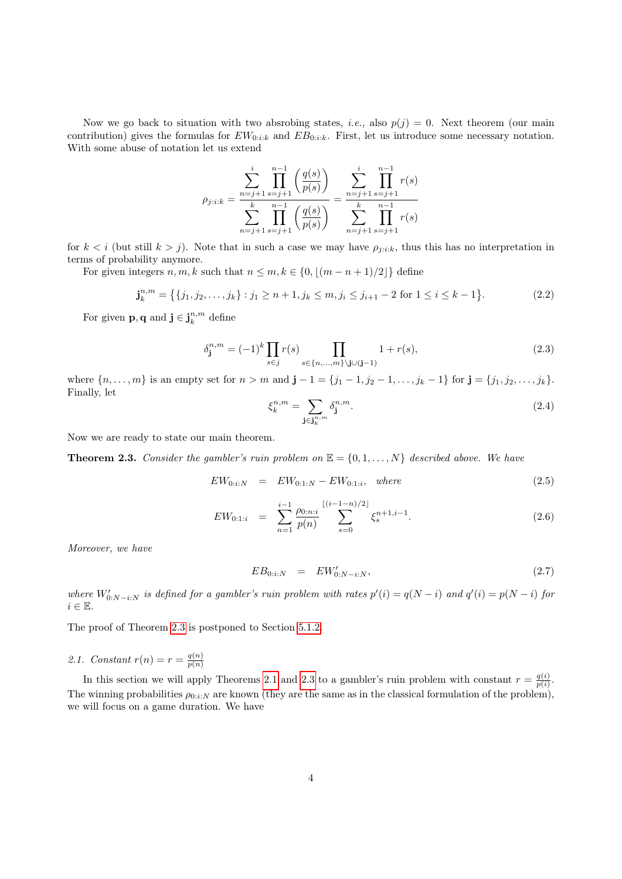Now we go back to situation with two absrobing states, *i.e.,* also $p(j) = 0$. Next theorem (our main contribution) gives the formulas for $EW_{0:i:k}$ and $EB_{0:i:k}$. First, let us introduce some necessary notation. With some abuse of notation let us extend

$$\rho_{j:i:k} = \frac{\displaystyle\sum_{n=j+1}^{i} \prod_{s=j+1}^{n-1} \left(\frac{q(s)}{p(s)}\right)}{\displaystyle\sum_{n=j+1}^{k} \prod_{s=j+1}^{n-1} \left(\frac{q(s)}{p(s)}\right)} = \frac{\displaystyle\sum_{n=j+1}^{i} \prod_{s=j+1}^{n-1} r(s)}{\displaystyle\sum_{n=j+1}^{k} \prod_{s=j+1}^{n-1} r(s)}$$

for $k < i$ (but still $k > j$). Note that in such a case we may have $\rho_{j:i:k}$, thus this has no interpretation in terms of probability anymore.

For given integers $n, m, k$ such that $n \leq m, k \in \{0, \lfloor (m-n+1)/2 \rfloor\}$ define

$$\mathbf{j}_k^{n,m} = \big\{ \{j_1, j_2, \ldots, j_k\} : j_1 \geq n+1, j_k \leq m, j_i \leq j_{i+1} - 2 \text{ for } 1 \leq i \leq k-1 \big\}. \tag{2.2}$$

For given $\mathbf{p}, \mathbf{q}$ and $\mathbf{j} \in \mathbf{j}_k^{n,m}$ define

$$\delta_{\mathbf{j}}^{n,m} = (-1)^k \prod_{s \in j} r(s) \prod_{s \in \{n,\ldots,m\} \setminus \mathbf{j} \cup (\mathbf{j}-1)} 1 + r(s), \tag{2.3}$$

where $\{n, \ldots, m\}$ is an empty set for $n > m$ and $\mathbf{j} - 1 = \{j_1 - 1, j_2 - 1, \ldots, j_k - 1\}$ for $\mathbf{j} = \{j_1, j_2, \ldots, j_k\}$. Finally, let

$$\xi_k^{n,m} = \sum_{\mathbf{j} \in \mathbf{j}_k^{n,m}} \delta_{\mathbf{j}}^{n,m}. \tag{2.4}$$

Now we are ready to state our main theorem.

**Theorem 2.3.** *Consider the gambler's ruin problem on* $\mathbb{E} = \{0, 1, \ldots, N\}$ *described above. We have*

$$EW_{0:i:N} = EW_{0:1:N} - EW_{0:1:i}, \quad \textit{where} \tag{2.5}$$

$$EW_{0:1:i} = \sum_{n=1}^{i-1} \frac{\rho_{0:n:i}}{p(n)} \sum_{s=0}^{\lfloor (i-1-n)/2 \rfloor} \xi_s^{n+1,i-1}. \tag{2.6}$$

*Moreover, we have*

$$EB_{0:i:N} = EW'_{0:N-i:N}, \tag{2.7}$$

*where* $W'_{0:N-i:N}$ *is defined for a gambler's ruin problem with rates* $p'(i) = q(N-i)$ *and* $q'(i) = p(N-i)$ *for* $i \in \mathbb{E}$.

The proof of Theorem 2.3 is postponed to Section 5.1.2.

*2.1. Constant* $r(n) = r = \frac{q(n)}{p(n)}$

In this section we will apply Theorems 2.1 and 2.3 to a gambler's ruin problem with constant $r = \frac{q(i)}{p(i)}$. The winning probabilities $\rho_{0:i:N}$ are known (they are the same as in the classical formulation of the problem), we will focus on a game duration. We have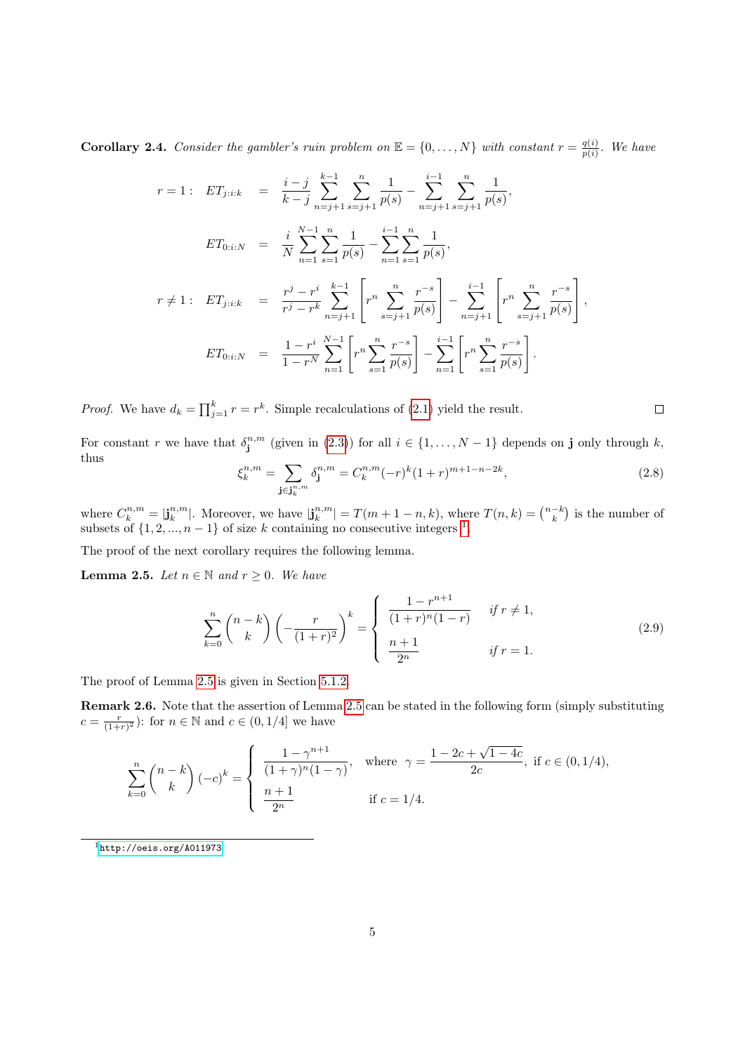**Corollary 2.4.** *Consider the gambler's ruin problem on $\mathbb{E} = \{0, \ldots, N\}$ with constant $r = \frac{q(i)}{p(i)}$. We have*

$$
\begin{aligned}
r = 1: \quad ET_{j:i:k} &= \frac{i-j}{k-j} \sum_{n=j+1}^{k-1} \sum_{s=j+1}^{n} \frac{1}{p(s)} - \sum_{n=j+1}^{i-1} \sum_{s=j+1}^{n} \frac{1}{p(s)}, \\
ET_{0:i:N} &= \frac{i}{N} \sum_{n=1}^{N-1} \sum_{s=1}^{n} \frac{1}{p(s)} - \sum_{n=1}^{i-1} \sum_{s=1}^{n} \frac{1}{p(s)}, \\
r \neq 1: \quad ET_{j:i:k} &= \frac{r^j - r^i}{r^j - r^k} \sum_{n=j+1}^{k-1} \left[ r^n \sum_{s=j+1}^{n} \frac{r^{-s}}{p(s)} \right] - \sum_{n=j+1}^{i-1} \left[ r^n \sum_{s=j+1}^{n} \frac{r^{-s}}{p(s)} \right], \\
ET_{0:i:N} &= \frac{1 - r^i}{1 - r^N} \sum_{n=1}^{N-1} \left[ r^n \sum_{s=1}^{n} \frac{r^{-s}}{p(s)} \right] - \sum_{n=1}^{i-1} \left[ r^n \sum_{s=1}^{n} \frac{r^{-s}}{p(s)} \right].
\end{aligned}
$$

*Proof.* We have $d_k = \prod_{j=1}^{k} r = r^k$. Simple recalculations of (2.1) yield the result. □

For constant $r$ we have that $\delta_{\mathbf{j}}^{n,m}$ (given in (2.3)) for all $i \in \{1, \ldots, N-1\}$ depends on $\mathbf{j}$ only through $k$, thus

$$
\xi_k^{n,m} = \sum_{\mathbf{j} \in \mathbf{j}_k^{n,m}} \delta_{\mathbf{j}}^{n,m} = C_k^{n,m} (-r)^k (1+r)^{m+1-n-2k}, \tag{2.8}
$$

where $C_k^{n,m} = |\mathbf{j}_k^{n,m}|$. Moreover, we have $|\mathbf{j}_k^{n,m}| = T(m+1-n, k)$, where $T(n,k) = \binom{n-k}{k}$ is the number of subsets of $\{1, 2, ..., n-1\}$ of size $k$ containing no consecutive integers [1].

The proof of the next corollary requires the following lemma.

**Lemma 2.5.** *Let $n \in \mathbb{N}$ and $r \geq 0$. We have*

$$
\sum_{k=0}^{n} \binom{n-k}{k} \left( -\frac{r}{(1+r)^2} \right)^k = \begin{cases} \dfrac{1 - r^{n+1}}{(1+r)^n (1-r)} & \text{if } r \neq 1, \\[2ex] \dfrac{n+1}{2^n} & \text{if } r = 1. \end{cases} \tag{2.9}
$$

The proof of Lemma 2.5 is given in Section 5.1.2.

**Remark 2.6.** Note that the assertion of Lemma 2.5 can be stated in the following form (simply substituting $c = \frac{r}{(1+r)^2}$): for $n \in \mathbb{N}$ and $c \in (0, 1/4]$ we have

$$
\sum_{k=0}^{n} \binom{n-k}{k} (-c)^k = \begin{cases} \dfrac{1 - \gamma^{n+1}}{(1+\gamma)^n (1-\gamma)}, & \text{where } \gamma = \dfrac{1 - 2c + \sqrt{1-4c}}{2c}, \text{ if } c \in (0, 1/4), \\[2ex] \dfrac{n+1}{2^n} & \text{if } c = 1/4. \end{cases}
$$

[1] http://oeis.org/A011973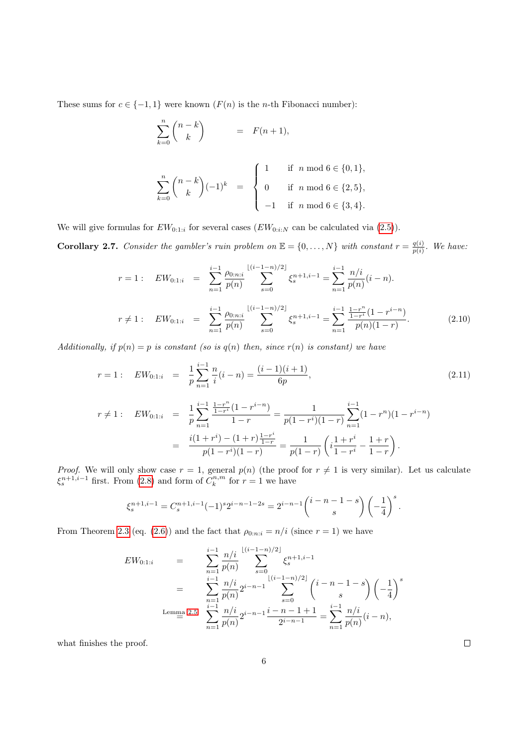These sums for $c \in \{-1, 1\}$ were known ($F(n)$ is the $n$-th Fibonacci number):

$$\sum_{k=0}^{n} \binom{n-k}{k} \quad = \quad F(n+1),$$

$$\sum_{k=0}^{n} \binom{n-k}{k} (-1)^k \quad = \quad \begin{cases} 1 & \text{if } n \bmod 6 \in \{0,1\}, \\ 0 & \text{if } n \bmod 6 \in \{2,5\}, \\ -1 & \text{if } n \bmod 6 \in \{3,4\}. \end{cases}$$

We will give formulas for $EW_{0:1:i}$ for several cases ($EW_{0:i:N}$ can be calculated via (2.5)).

**Corollary 2.7.** *Consider the gambler's ruin problem on $\mathbb{E} = \{0, \ldots, N\}$ with constant $r = \frac{q(i)}{p(i)}$. We have:*

$$r = 1: \quad EW_{0:1:i} \quad = \quad \sum_{n=1}^{i-1} \frac{\rho_{0:n:i}}{p(n)} \sum_{s=0}^{\lfloor (i-1-n)/2 \rfloor} \xi_s^{n+1,i-1} = \sum_{n=1}^{i-1} \frac{n/i}{p(n)}(i-n).$$

$$r \neq 1: \quad EW_{0:1:i} \quad = \quad \sum_{n=1}^{i-1} \frac{\rho_{0:n:i}}{p(n)} \sum_{s=0}^{\lfloor (i-1-n)/2 \rfloor} \xi_s^{n+1,i-1} = \sum_{n=1}^{i-1} \frac{\frac{1-r^n}{1-r^i}(1-r^{i-n})}{p(n)(1-r)}. \tag{2.10}$$

*Additionally, if $p(n) = p$ is constant (so is $q(n)$ then, since $r(n)$ is constant) we have*

$$r = 1: \quad EW_{0:1:i} \quad = \quad \frac{1}{p} \sum_{n=1}^{i-1} \frac{n}{i}(i-n) = \frac{(i-1)(i+1)}{6p}, \tag{2.11}$$

$$\begin{aligned} r \neq 1: \quad EW_{0:1:i} \quad &= \quad \frac{1}{p} \sum_{n=1}^{i-1} \frac{\frac{1-r^n}{1-r^i}(1-r^{i-n})}{1-r} = \frac{1}{p(1-r^i)(1-r)} \sum_{n=1}^{i-1} (1-r^n)(1-r^{i-n}) \\ &= \quad \frac{i(1+r^i) - (1+r)\frac{1-r^i}{1-r}}{p(1-r^i)(1-r)} = \frac{1}{p(1-r)} \left( i \frac{1+r^i}{1-r^i} - \frac{1+r}{1-r} \right). \end{aligned}$$

*Proof.* We will only show case $r = 1$, general $p(n)$ (the proof for $r \neq 1$ is very similar). Let us calculate $\xi_s^{n+1,i-1}$ first. From (2.8) and form of $C_k^{n,m}$ for $r = 1$ we have

$$\xi_s^{n+1,i-1} = C_s^{n+1,i-1}(-1)^s 2^{i-n-1-2s} = 2^{i-n-1} \binom{i-n-1-s}{s} \left(-\frac{1}{4}\right)^s.$$

From Theorem 2.3 (eq. (2.6)) and the fact that $\rho_{0:n:i} = n/i$ (since $r = 1$) we have

$$\begin{aligned} EW_{0:1:i} \quad &= \quad \sum_{n=1}^{i-1} \frac{n/i}{p(n)} \sum_{s=0}^{\lfloor (i-1-n)/2 \rfloor} \xi_s^{n+1,i-1} \\ &= \quad \sum_{n=1}^{i-1} \frac{n/i}{p(n)} 2^{i-n-1} \sum_{s=0}^{\lfloor (i-1-n)/2 \rfloor} \binom{i-n-1-s}{s} \left(-\frac{1}{4}\right)^s \\ &\overset{\text{Lemma 2.5}}{=} \quad \sum_{n=1}^{i-1} \frac{n/i}{p(n)} 2^{i-n-1} \frac{i-n-1+1}{2^{i-n-1}} = \sum_{n=1}^{i-1} \frac{n/i}{p(n)}(i-n), \end{aligned}$$

what finishes the proof. $\square$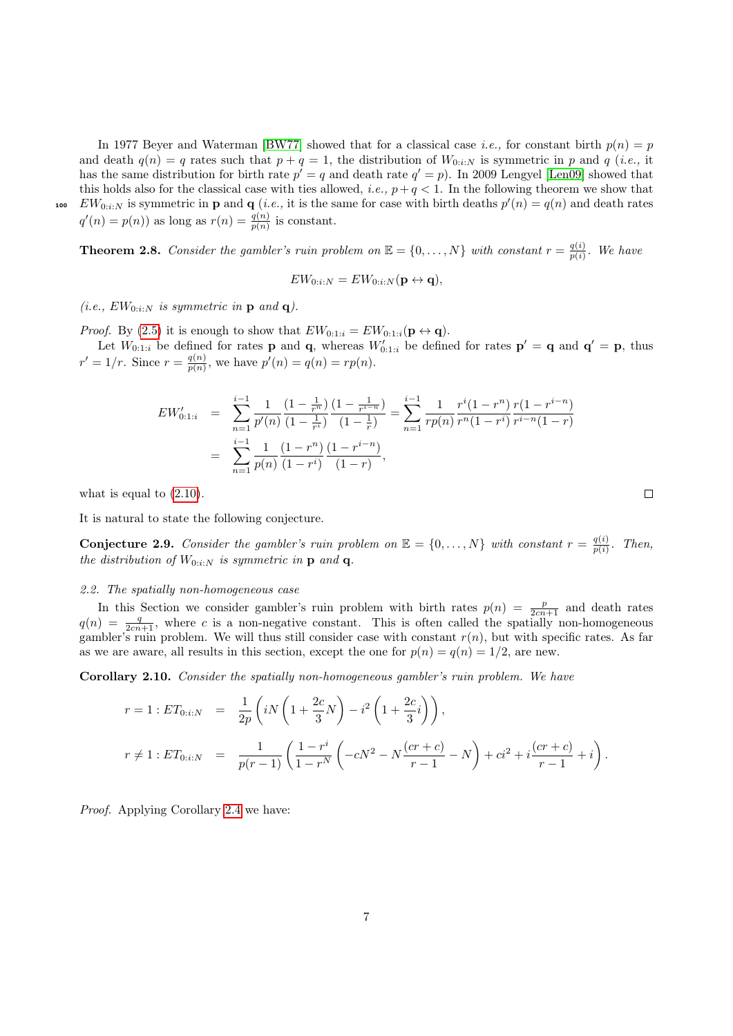In 1977 Beyer and Waterman [BW77] showed that for a classical case *i.e.,* for constant birth $p(n) = p$ and death $q(n) = q$ rates such that $p + q = 1$, the distribution of $W_{0:i:N}$ is symmetric in $p$ and $q$ (*i.e.,* it has the same distribution for birth rate $p' = q$ and death rate $q' = p$). In 2009 Lengyel [Len09] showed that this holds also for the classical case with ties allowed, *i.e.,* $p+q < 1$. In the following theorem we show that $EW_{0:i:N}$ is symmetric in $\mathbf{p}$ and $\mathbf{q}$ (*i.e.,* it is the same for case with birth deaths $p'(n) = q(n)$ and death rates $q'(n) = p(n)$) as long as $r(n) = \frac{q(n)}{p(n)}$ is constant.

**Theorem 2.8.** *Consider the gambler's ruin problem on $\mathbb{E} = \{0, \ldots, N\}$ with constant $r = \frac{q(i)}{p(i)}$. We have*

$$EW_{0:i:N} = EW_{0:i:N}(\mathbf{p} \leftrightarrow \mathbf{q}),$$

*(i.e., $EW_{0:i:N}$ is symmetric in $\mathbf{p}$ and $\mathbf{q}$).*

*Proof.* By (2.5) it is enough to show that $EW_{0:1:i} = EW_{0:1:i}(\mathbf{p} \leftrightarrow \mathbf{q})$.

Let $W_{0:1:i}$ be defined for rates $\mathbf{p}$ and $\mathbf{q}$, whereas $W'_{0:1:i}$ be defined for rates $\mathbf{p}' = \mathbf{q}$ and $\mathbf{q}' = \mathbf{p}$, thus $r' = 1/r$. Since $r = \frac{q(n)}{p(n)}$, we have $p'(n) = q(n) = rp(n)$.

$$\begin{aligned}
EW'_{0:1:i} &= \sum_{n=1}^{i-1} \frac{1}{p'(n)} \frac{(1 - \frac{1}{r^n})}{(1 - \frac{1}{r^i})} \frac{(1 - \frac{1}{r^{i-n}})}{(1 - \frac{1}{r})} = \sum_{n=1}^{i-1} \frac{1}{rp(n)} \frac{r^i(1 - r^n)}{r^n(1 - r^i)} \frac{r(1 - r^{i-n})}{r^{i-n}(1 - r)} \\
&= \sum_{n=1}^{i-1} \frac{1}{p(n)} \frac{(1 - r^n)}{(1 - r^i)} \frac{(1 - r^{i-n})}{(1 - r)},
\end{aligned}$$

what is equal to (2.10). ∎

It is natural to state the following conjecture.

**Conjecture 2.9.** *Consider the gambler's ruin problem on $\mathbb{E} = \{0, \ldots, N\}$ with constant $r = \frac{q(i)}{p(i)}$. Then, the distribution of $W_{0:i:N}$ is symmetric in $\mathbf{p}$ and $\mathbf{q}$.*

### *2.2. The spatially non-homogeneous case*

In this Section we consider gambler's ruin problem with birth rates $p(n) = \frac{p}{2cn+1}$ and death rates $q(n) = \frac{q}{2cn+1}$, where $c$ is a non-negative constant. This is often called the spatially non-homogeneous gambler's ruin problem. We will thus still consider case with constant $r(n)$, but with specific rates. As far as we are aware, all results in this section, except the one for $p(n) = q(n) = 1/2$, are new.

**Corollary 2.10.** *Consider the spatially non-homogeneous gambler's ruin problem. We have*

$$\begin{aligned}
r = 1 : ET_{0:i:N} &= \frac{1}{2p} \left( iN \left( 1 + \frac{2c}{3} N \right) - i^2 \left( 1 + \frac{2c}{3} i \right) \right), \\
r \neq 1 : ET_{0:i:N} &= \frac{1}{p(r-1)} \left( \frac{1 - r^i}{1 - r^N} \left( -cN^2 - N \frac{(cr + c)}{r - 1} - N \right) + ci^2 + i \frac{(cr + c)}{r - 1} + i \right).
\end{aligned}$$

*Proof.* Applying Corollary 2.4 we have: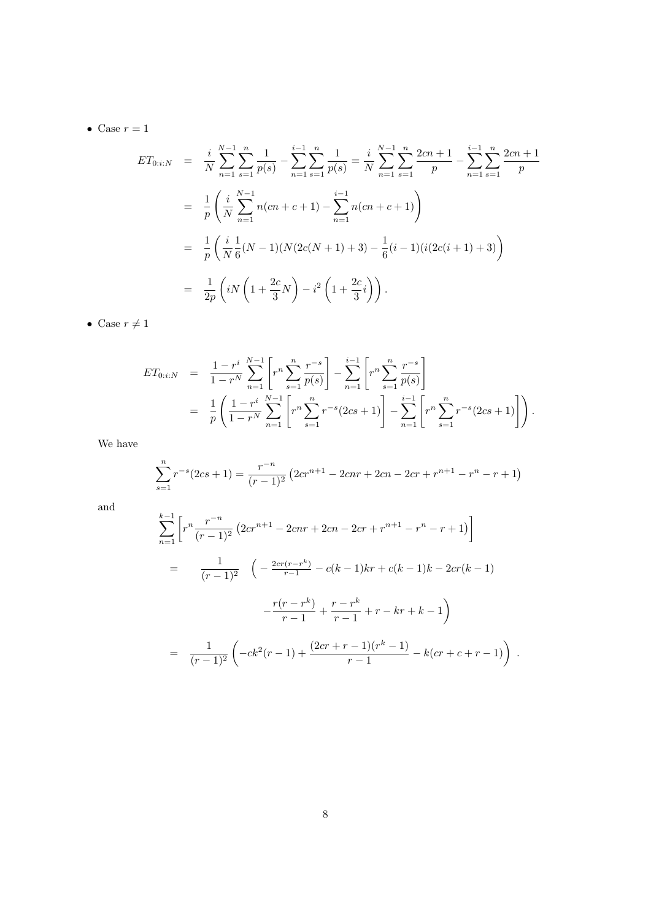- Case $r = 1$

$$
\begin{aligned}
ET_{0:i:N} &= \frac{i}{N}\sum_{n=1}^{N-1}\sum_{s=1}^{n}\frac{1}{p(s)} - \sum_{n=1}^{i-1}\sum_{s=1}^{n}\frac{1}{p(s)} = \frac{i}{N}\sum_{n=1}^{N-1}\sum_{s=1}^{n}\frac{2cn+1}{p} - \sum_{n=1}^{i-1}\sum_{s=1}^{n}\frac{2cn+1}{p} \\
&= \frac{1}{p}\left(\frac{i}{N}\sum_{n=1}^{N-1} n(cn+c+1) - \sum_{n=1}^{i-1} n(cn+c+1)\right) \\
&= \frac{1}{p}\left(\frac{i}{N}\frac{1}{6}(N-1)(N(2c(N+1)+3) - \frac{1}{6}(i-1)(i(2c(i+1)+3)\right) \\
&= \frac{1}{2p}\left(iN\left(1+\frac{2c}{3}N\right) - i^2\left(1+\frac{2c}{3}i\right)\right).
\end{aligned}
$$

- Case $r \neq 1$

$$
\begin{aligned}
ET_{0:i:N} &= \frac{1-r^i}{1-r^N}\sum_{n=1}^{N-1}\left[r^n\sum_{s=1}^{n}\frac{r^{-s}}{p(s)}\right] - \sum_{n=1}^{i-1}\left[r^n\sum_{s=1}^{n}\frac{r^{-s}}{p(s)}\right] \\
&= \frac{1}{p}\left(\frac{1-r^i}{1-r^N}\sum_{n=1}^{N-1}\left[r^n\sum_{s=1}^{n}r^{-s}(2cs+1)\right] - \sum_{n=1}^{i-1}\left[r^n\sum_{s=1}^{n}r^{-s}(2cs+1)\right]\right).
\end{aligned}
$$

We have

$$
\sum_{s=1}^{n} r^{-s}(2cs+1) = \frac{r^{-n}}{(r-1)^2}\left(2cr^{n+1} - 2cnr + 2cn - 2cr + r^{n+1} - r^n - r + 1\right)
$$

and

$$
\begin{aligned}
&\sum_{n=1}^{k-1}\left[r^n\frac{r^{-n}}{(r-1)^2}\left(2cr^{n+1} - 2cnr + 2cn - 2cr + r^{n+1} - r^n - r + 1\right)\right] \\
&= \frac{1}{(r-1)^2}\quad\Big(-\tfrac{2cr(r-r^k)}{r-1} - c(k-1)kr + c(k-1)k - 2cr(k-1) \\
&\qquad\qquad -\frac{r(r-r^k)}{r-1} + \frac{r-r^k}{r-1} + r - kr + k - 1\Big) \\
&= \frac{1}{(r-1)^2}\left(-ck^2(r-1) + \frac{(2cr+r-1)(r^k-1)}{r-1} - k(cr+c+r-1)\right).
\end{aligned}
$$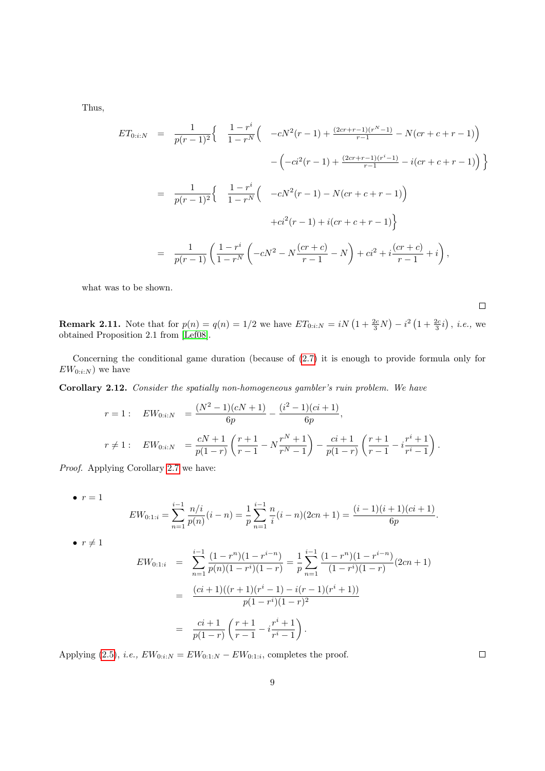Thus,

$$
\begin{aligned}
ET_{0:i:N} &= \frac{1}{p(r-1)^2}\Big\{ \quad \frac{1-r^i}{1-r^N}\Big( \quad -cN^2(r-1) + \tfrac{(2cr+r-1)(r^N-1)}{r-1} - N(cr+c+r-1)\Big) \\
&\qquad\qquad - \Big(-ci^2(r-1) + \tfrac{(2cr+r-1)(r^i-1)}{r-1} - i(cr+c+r-1)\Big)\Big\} \\
&= \frac{1}{p(r-1)^2}\Big\{ \quad \frac{1-r^i}{1-r^N}\Big( \quad -cN^2(r-1) - N(cr+c+r-1)\Big) \\
&\qquad\qquad + ci^2(r-1) + i(cr+c+r-1)\Big\} \\
&= \frac{1}{p(r-1)}\left(\frac{1-r^i}{1-r^N}\left(-cN^2 - N\frac{(cr+c)}{r-1} - N\right) + ci^2 + i\frac{(cr+c)}{r-1} + i\right),
\end{aligned}
$$

what was to be shown.

□

**Remark 2.11.** Note that for $p(n) = q(n) = 1/2$ we have $ET_{0:i:N} = iN\left(1 + \frac{2c}{3}N\right) - i^2\left(1 + \frac{2c}{3}i\right)$, *i.e.,* we obtained Proposition 2.1 from [Lef08].

Concerning the conditional game duration (because of (2.7) it is enough to provide formula only for $EW_{0:i:N}$) we have

**Corollary 2.12.** *Consider the spatially non-homogeneous gambler's ruin problem. We have*

$$
\begin{aligned}
r = 1: \quad EW_{0:i:N} &= \frac{(N^2-1)(cN+1)}{6p} - \frac{(i^2-1)(ci+1)}{6p}, \\
r \neq 1: \quad EW_{0:i:N} &= \frac{cN+1}{p(1-r)}\left(\frac{r+1}{r-1} - N\frac{r^N+1}{r^N-1}\right) - \frac{ci+1}{p(1-r)}\left(\frac{r+1}{r-1} - i\frac{r^i+1}{r^i-1}\right).
\end{aligned}
$$

*Proof.* Applying Corollary 2.7 we have:

- $r = 1$

$$
EW_{0:1:i} = \sum_{n=1}^{i-1} \frac{n/i}{p(n)}(i-n) = \frac{1}{p}\sum_{n=1}^{i-1} \frac{n}{i}(i-n)(2cn+1) = \frac{(i-1)(i+1)(ci+1)}{6p}.
$$

- $r \neq 1$

$$
\begin{aligned}
EW_{0:1:i} &= \sum_{n=1}^{i-1} \frac{(1-r^n)(1-r^{i-n})}{p(n)(1-r^i)(1-r)} = \frac{1}{p}\sum_{n=1}^{i-1} \frac{(1-r^n)(1-r^{i-n})}{(1-r^i)(1-r)}(2cn+1) \\
&= \frac{(ci+1)((r+1)(r^i-1) - i(r-1)(r^i+1))}{p(1-r^i)(1-r)^2} \\
&= \frac{ci+1}{p(1-r)}\left(\frac{r+1}{r-1} - i\frac{r^i+1}{r^i-1}\right).
\end{aligned}
$$

Applying (2.5), *i.e.,* $EW_{0:i:N} = EW_{0:1:N} - EW_{0:1:i}$, completes the proof.

□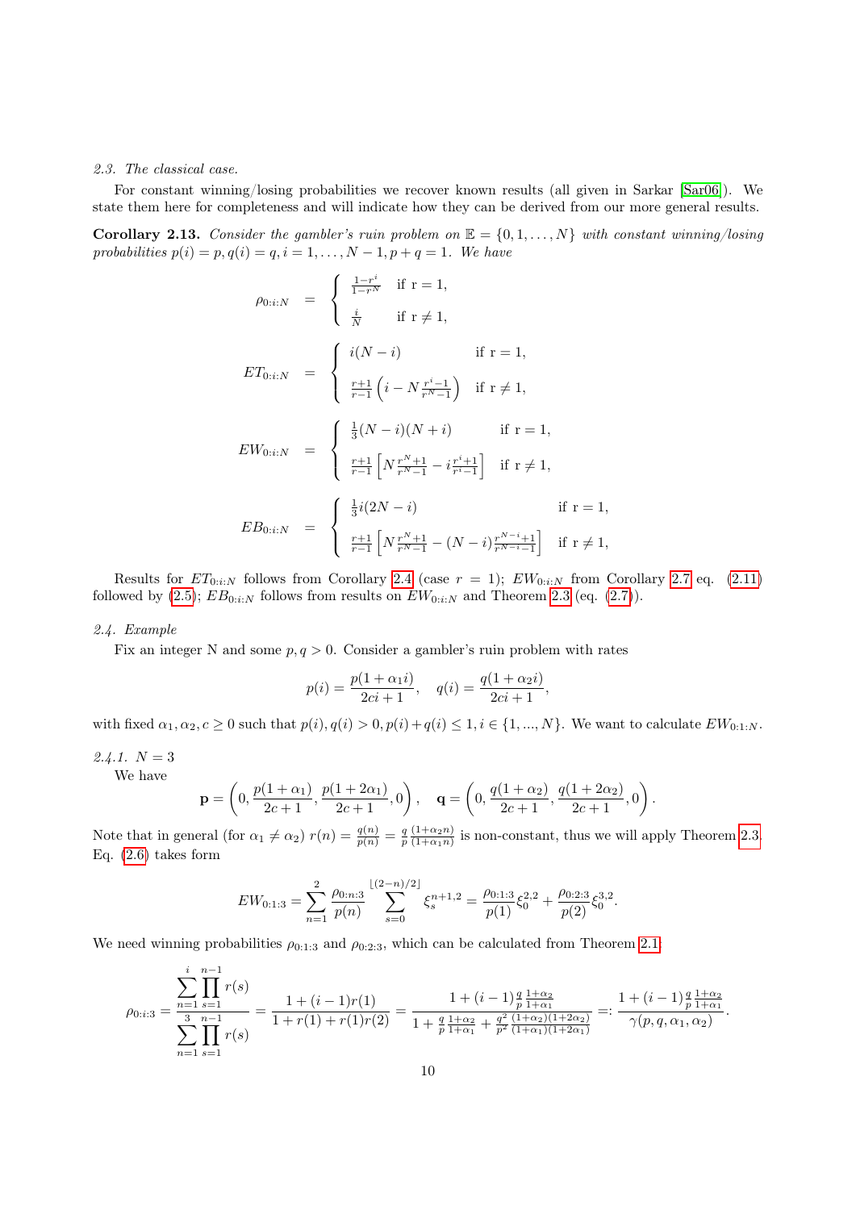*2.3. The classical case.*

For constant winning/losing probabilities we recover known results (all given in Sarkar [Sar06]). We state them here for completeness and will indicate how they can be derived from our more general results.

**Corollary 2.13.** *Consider the gambler's ruin problem on $\mathbb{E} = \{0, 1, \ldots, N\}$ with constant winning/losing probabilities $p(i) = p, q(i) = q, i = 1, \ldots, N-1, p+q = 1$. We have*

$$
\rho_{0:i:N} = \begin{cases} \frac{1-r^i}{1-r^N} & \text{if r = 1,} \\ \frac{i}{N} & \text{if r} \neq 1, \end{cases}
$$

$$
ET_{0:i:N} = \begin{cases} i(N-i) & \text{if r = 1,} \\ \frac{r+1}{r-1}\left(i - N\frac{r^i-1}{r^N-1}\right) & \text{if r} \neq 1, \end{cases}
$$

$$
EW_{0:i:N} = \begin{cases} \frac{1}{3}(N-i)(N+i) & \text{if r = 1,} \\ \frac{r+1}{r-1}\left[N\frac{r^N+1}{r^N-1} - i\frac{r^i+1}{r^i-1}\right] & \text{if r} \neq 1, \end{cases}
$$

$$
EB_{0:i:N} = \begin{cases} \frac{1}{3}i(2N-i) & \text{if r = 1,} \\ \frac{r+1}{r-1}\left[N\frac{r^N+1}{r^N-1} - (N-i)\frac{r^{N-i}+1}{r^{N-i}-1}\right] & \text{if r} \neq 1, \end{cases}
$$

Results for $ET_{0:i:N}$ follows from Corollary 2.4 (case $r = 1$); $EW_{0:i:N}$ from Corollary 2.7 eq. (2.11) followed by (2.5); $EB_{0:i:N}$ follows from results on $EW_{0:i:N}$ and Theorem 2.3 (eq. (2.7)).

*2.4. Example*

Fix an integer N and some $p, q > 0$. Consider a gambler's ruin problem with rates

$$
p(i) = \frac{p(1+\alpha_1 i)}{2ci+1}, \quad q(i) = \frac{q(1+\alpha_2 i)}{2ci+1},
$$

with fixed $\alpha_1, \alpha_2, c \geq 0$ such that $p(i), q(i) > 0, p(i)+q(i) \leq 1, i \in \{1, ..., N\}$. We want to calculate $EW_{0:1:N}$.

*2.4.1. N = 3*

We have

$$
\mathbf{p} = \left(0, \frac{p(1+\alpha_1)}{2c+1}, \frac{p(1+2\alpha_1)}{2c+1}, 0\right), \quad \mathbf{q} = \left(0, \frac{q(1+\alpha_2)}{2c+1}, \frac{q(1+2\alpha_2)}{2c+1}, 0\right).
$$

Note that in general (for $\alpha_1 \neq \alpha_2$) $r(n) = \frac{q(n)}{p(n)} = \frac{q}{p}\frac{(1+\alpha_2 n)}{(1+\alpha_1 n)}$ is non-constant, thus we will apply Theorem 2.3. Eq. (2.6) takes form

$$
EW_{0:1:3} = \sum_{n=1}^{2} \frac{\rho_{0:n:3}}{p(n)} \sum_{s=0}^{\lfloor (2-n)/2 \rfloor} \xi_s^{n+1,2} = \frac{\rho_{0:1:3}}{p(1)}\xi_0^{2,2} + \frac{\rho_{0:2:3}}{p(2)}\xi_0^{3,2}.
$$

We need winning probabilities $\rho_{0:1:3}$ and $\rho_{0:2:3}$, which can be calculated from Theorem 2.1:

$$
\rho_{0:i:3} = \frac{\sum_{n=1}^{i}\prod_{s=1}^{n-1} r(s)}{\sum_{n=1}^{3}\prod_{s=1}^{n-1} r(s)} = \frac{1+(i-1)r(1)}{1+r(1)+r(1)r(2)} = \frac{1+(i-1)\frac{q}{p}\frac{1+\alpha_2}{1+\alpha_1}}{1+\frac{q}{p}\frac{1+\alpha_2}{1+\alpha_1}+\frac{q^2}{p^2}\frac{(1+\alpha_2)(1+2\alpha_2)}{(1+\alpha_1)(1+2\alpha_1)}} =: \frac{1+(i-1)\frac{q}{p}\frac{1+\alpha_2}{1+\alpha_1}}{\gamma(p,q,\alpha_1,\alpha_2)}.
$$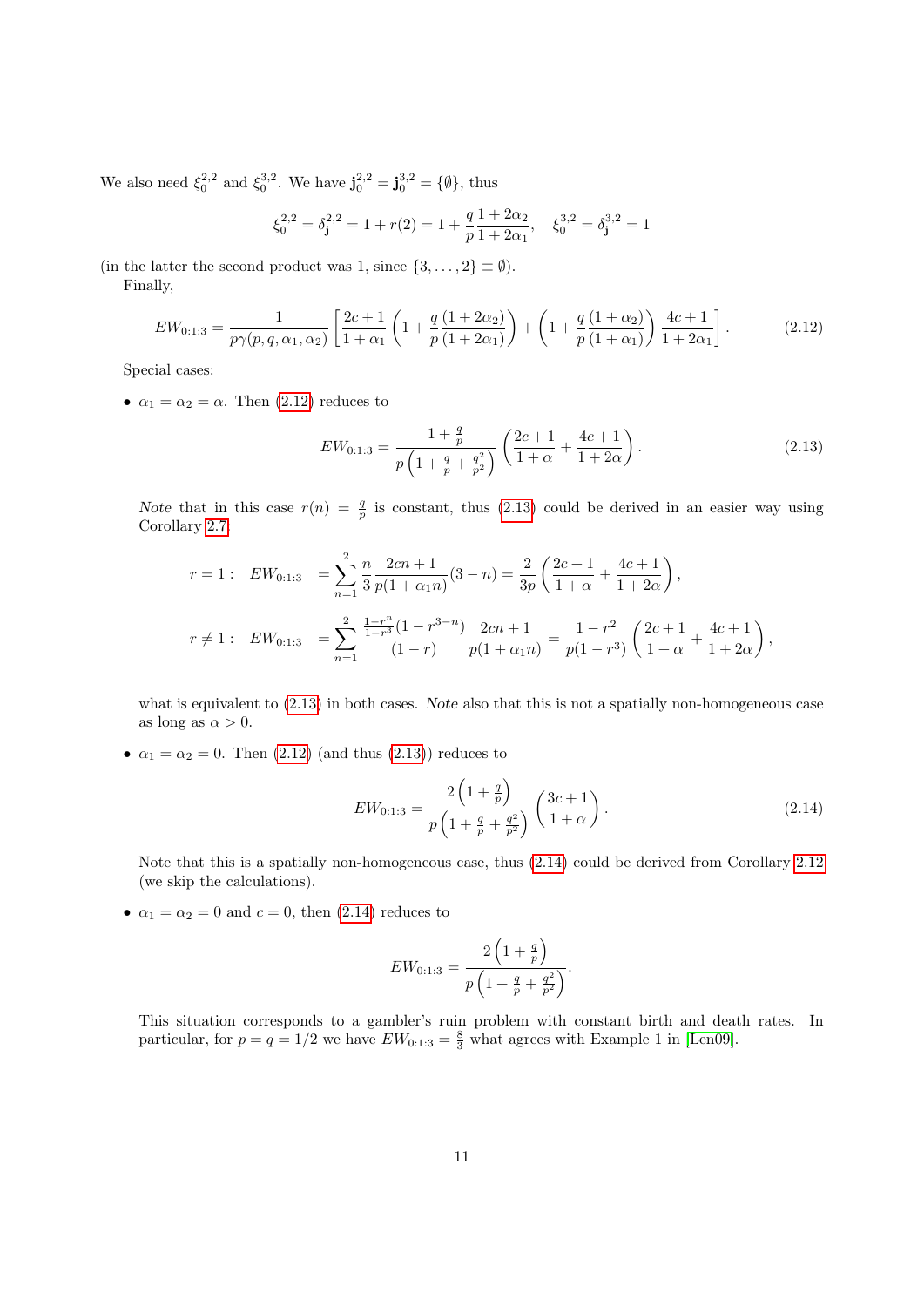We also need $\xi_0^{2,2}$ and $\xi_0^{3,2}$. We have $\mathbf{j}_0^{2,2} = \mathbf{j}_0^{3,2} = \{\emptyset\}$, thus

$$\xi_0^{2,2} = \delta_{\mathbf{j}}^{2,2} = 1 + r(2) = 1 + \frac{q}{p}\frac{1+2\alpha_2}{1+2\alpha_1}, \quad \xi_0^{3,2} = \delta_{\mathbf{j}}^{3,2} = 1$$

(in the latter the second product was 1, since $\{3, \ldots, 2\} \equiv \emptyset$).

Finally,

$$EW_{0:1:3} = \frac{1}{p\gamma(p,q,\alpha_1,\alpha_2)}\left[\frac{2c+1}{1+\alpha_1}\left(1 + \frac{q}{p}\frac{(1+2\alpha_2)}{(1+2\alpha_1)}\right) + \left(1 + \frac{q}{p}\frac{(1+\alpha_2)}{(1+\alpha_1)}\right)\frac{4c+1}{1+2\alpha_1}\right]. \tag{2.12}$$

Special cases:

- $\alpha_1 = \alpha_2 = \alpha$. Then (2.12) reduces to

$$EW_{0:1:3} = \frac{1 + \frac{q}{p}}{p\left(1 + \frac{q}{p} + \frac{q^2}{p^2}\right)}\left(\frac{2c+1}{1+\alpha} + \frac{4c+1}{1+2\alpha}\right). \tag{2.13}$$

  *Note* that in this case $r(n) = \frac{q}{p}$ is constant, thus (2.13) could be derived in an easier way using Corollary 2.7:

$$r = 1: \quad EW_{0:1:3} \;= \sum_{n=1}^{2} \frac{n}{3}\frac{2cn+1}{p(1+\alpha_1 n)}(3-n) = \frac{2}{3p}\left(\frac{2c+1}{1+\alpha} + \frac{4c+1}{1+2\alpha}\right),$$

$$r \neq 1: \quad EW_{0:1:3} \;= \sum_{n=1}^{2} \frac{\frac{1-r^n}{1-r^3}(1-r^{3-n})}{(1-r)}\frac{2cn+1}{p(1+\alpha_1 n)} = \frac{1-r^2}{p(1-r^3)}\left(\frac{2c+1}{1+\alpha} + \frac{4c+1}{1+2\alpha}\right),$$

  what is equivalent to (2.13) in both cases. *Note* also that this is not a spatially non-homogeneous case as long as $\alpha > 0$.

- $\alpha_1 = \alpha_2 = 0$. Then (2.12) (and thus (2.13)) reduces to

$$EW_{0:1:3} = \frac{2\left(1 + \frac{q}{p}\right)}{p\left(1 + \frac{q}{p} + \frac{q^2}{p^2}\right)}\left(\frac{3c+1}{1+\alpha}\right). \tag{2.14}$$

  Note that this is a spatially non-homogeneous case, thus (2.14) could be derived from Corollary 2.12 (we skip the calculations).

- $\alpha_1 = \alpha_2 = 0$ and $c = 0$, then (2.14) reduces to

$$EW_{0:1:3} = \frac{2\left(1 + \frac{q}{p}\right)}{p\left(1 + \frac{q}{p} + \frac{q^2}{p^2}\right)}.$$

  This situation corresponds to a gambler's ruin problem with constant birth and death rates. In particular, for $p = q = 1/2$ we have $EW_{0:1:3} = \frac{8}{3}$ what agrees with Example 1 in [Len09].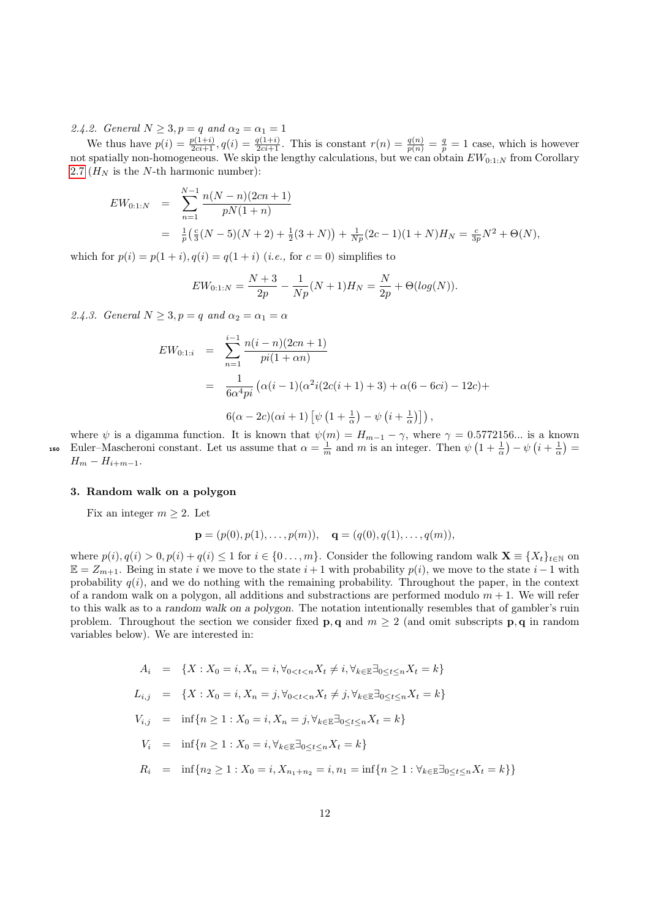*2.4.2. General $N \geq 3, p = q$ and $\alpha_2 = \alpha_1 = 1$*

We thus have $p(i) = \frac{p(1+i)}{2ci+1}, q(i) = \frac{q(1+i)}{2ci+1}$. This is constant $r(n) = \frac{q(n)}{p(n)} = \frac{q}{p} = 1$ case, which is however not spatially non-homogeneous. We skip the lengthy calculations, but we can obtain $EW_{0:1:N}$ from Corollary 2.7 ($H_N$ is the $N$-th harmonic number):

$$
\begin{aligned}
EW_{0:1:N} &= \sum_{n=1}^{N-1} \frac{n(N-n)(2cn+1)}{pN(1+n)} \\
&= \tfrac{1}{p}\big(\tfrac{c}{3}(N-5)(N+2) + \tfrac{1}{2}(3+N)\big) + \tfrac{1}{Np}(2c-1)(1+N)H_N = \tfrac{c}{3p}N^2 + \Theta(N),
\end{aligned}
$$

which for $p(i) = p(1+i), q(i) = q(1+i)$ (*i.e.*, for $c = 0$) simplifies to

$$
EW_{0:1:N} = \frac{N+3}{2p} - \frac{1}{Np}(N+1)H_N = \frac{N}{2p} + \Theta(log(N)).
$$

*2.4.3. General $N \geq 3, p = q$ and $\alpha_2 = \alpha_1 = \alpha$*

$$
\begin{aligned}
EW_{0:1:i} &= \sum_{n=1}^{i-1} \frac{n(i-n)(2cn+1)}{pi(1+\alpha n)} \\
&= \frac{1}{6\alpha^4 pi}\big(\alpha(i-1)(\alpha^2 i(2c(i+1)+3) + \alpha(6-6ci) - 12c) + \\
&\quad 6(\alpha-2c)(\alpha i+1)\left[\psi\left(1+\tfrac{1}{\alpha}\right) - \psi\left(i+\tfrac{1}{\alpha}\right)\right]\big),
\end{aligned}
$$

where $\psi$ is a digamma function. It is known that $\psi(m) = H_{m-1} - \gamma$, where $\gamma = 0.5772156...$ is a known Euler–Mascheroni constant. Let us assume that $\alpha = \frac{1}{m}$ and $m$ is an integer. Then $\psi\left(1+\frac{1}{\alpha}\right) - \psi\left(i+\frac{1}{\alpha}\right) = H_m - H_{i+m-1}$.

## 3. Random walk on a polygon

Fix an integer $m \geq 2$. Let

$$
\mathbf{p} = (p(0), p(1), \ldots, p(m)), \quad \mathbf{q} = (q(0), q(1), \ldots, q(m)),
$$

where $p(i), q(i) > 0, p(i) + q(i) \leq 1$ for $i \in \{0 \ldots, m\}$. Consider the following random walk $\mathbf{X} \equiv \{X_t\}_{t \in \mathbb{N}}$ on $\mathbb{E} = Z_{m+1}$. Being in state $i$ we move to the state $i+1$ with probability $p(i)$, we move to the state $i-1$ with probability $q(i)$, and we do nothing with the remaining probability. Throughout the paper, in the context of a random walk on a polygon, all additions and substractions are performed modulo $m+1$. We will refer to this walk as to a *random walk on a polygon*. The notation intentionally resembles that of gambler's ruin problem. Throughout the section we consider fixed $\mathbf{p}, \mathbf{q}$ and $m \geq 2$ (and omit subscripts $\mathbf{p}, \mathbf{q}$ in random variables below). We are interested in:

$$
\begin{aligned}
A_i &= \{X : X_0 = i, X_n = i, \forall_{0<t<n} X_t \neq i, \forall_{k \in \mathbb{E}} \exists_{0 \leq t \leq n} X_t = k\} \\
L_{i,j} &= \{X : X_0 = i, X_n = j, \forall_{0<t<n} X_t \neq j, \forall_{k \in \mathbb{E}} \exists_{0 \leq t \leq n} X_t = k\} \\
V_{i,j} &= \inf\{n \geq 1 : X_0 = i, X_n = j, \forall_{k \in \mathbb{E}} \exists_{0 \leq t \leq n} X_t = k\} \\
V_i &= \inf\{n \geq 1 : X_0 = i, \forall_{k \in \mathbb{E}} \exists_{0 \leq t \leq n} X_t = k\} \\
R_i &= \inf\{n_2 \geq 1 : X_0 = i, X_{n_1+n_2} = i, n_1 = \inf\{n \geq 1 : \forall_{k \in \mathbb{E}} \exists_{0 \leq t \leq n} X_t = k\}\}
\end{aligned}
$$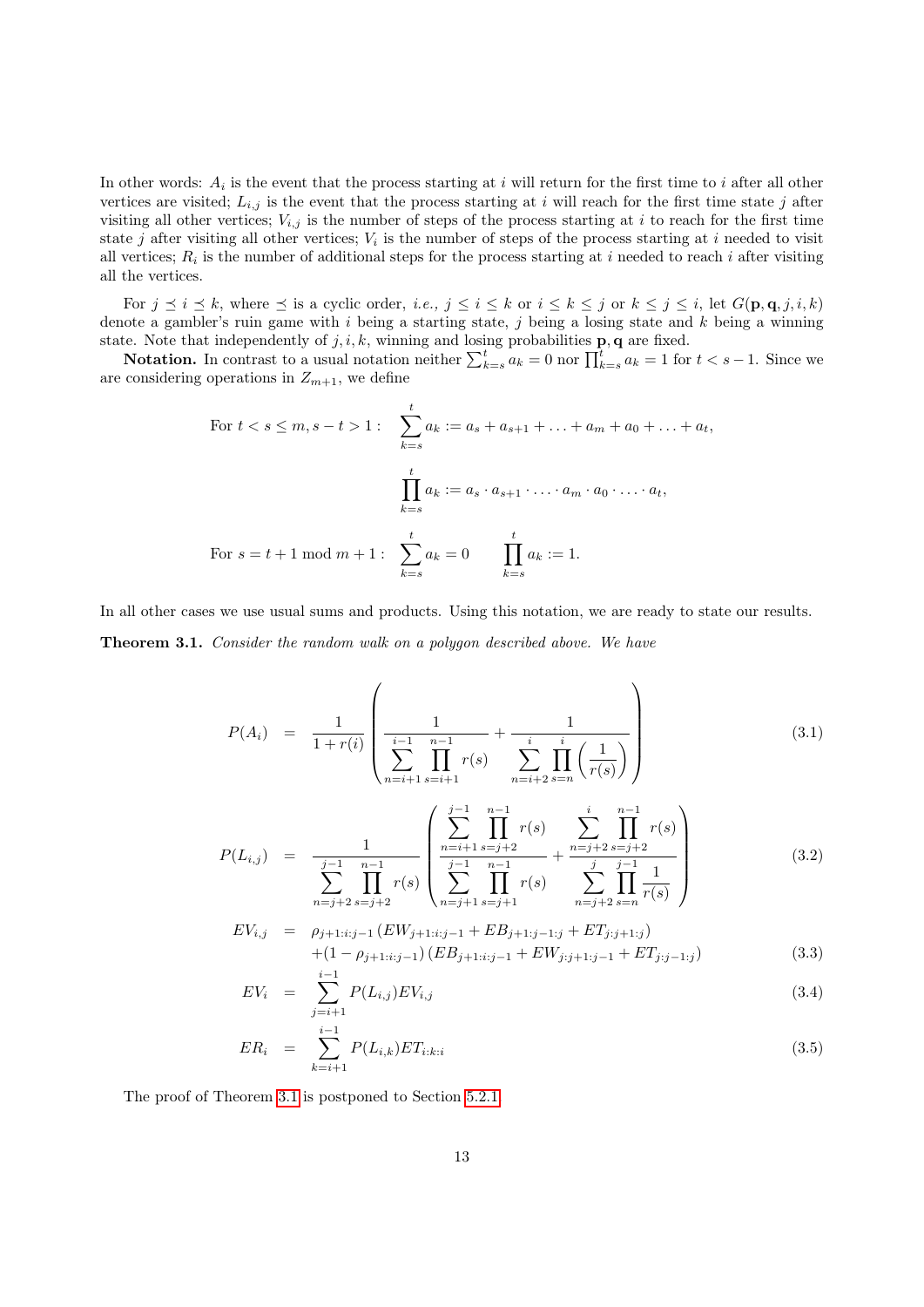In other words: $A_i$ is the event that the process starting at $i$ will return for the first time to $i$ after all other vertices are visited; $L_{i,j}$ is the event that the process starting at $i$ will reach for the first time state $j$ after visiting all other vertices; $V_{i,j}$ is the number of steps of the process starting at $i$ to reach for the first time state $j$ after visiting all other vertices; $V_i$ is the number of steps of the process starting at $i$ needed to visit all vertices; $R_i$ is the number of additional steps for the process starting at $i$ needed to reach $i$ after visiting all the vertices.

For $j \preceq i \preceq k$, where $\preceq$ is a cyclic order, *i.e.*, $j \le i \le k$ or $i \le k \le j$ or $k \le j \le i$, let $G(\mathbf{p}, \mathbf{q}, j, i, k)$ denote a gambler's ruin game with $i$ being a starting state, $j$ being a losing state and $k$ being a winning state. Note that independently of $j, i, k$, winning and losing probabilities $\mathbf{p}, \mathbf{q}$ are fixed.

**Notation.** In contrast to a usual notation neither $\sum_{k=s}^{t} a_k = 0$ nor $\prod_{k=s}^{t} a_k = 1$ for $t < s - 1$. Since we are considering operations in $Z_{m+1}$, we define

$$\text{For } t < s \le m, s - t > 1: \quad \sum_{k=s}^{t} a_k := a_s + a_{s+1} + \ldots + a_m + a_0 + \ldots + a_t,$$

$$\prod_{k=s}^{t} a_k := a_s \cdot a_{s+1} \cdot \ldots \cdot a_m \cdot a_0 \cdot \ldots \cdot a_t,$$

$$\text{For } s = t + 1 \bmod m + 1: \quad \sum_{k=s}^{t} a_k = 0 \qquad \prod_{k=s}^{t} a_k := 1.$$

In all other cases we use usual sums and products. Using this notation, we are ready to state our results.

**Theorem 3.1.** *Consider the random walk on a polygon described above. We have*

$$P(A_i) = \frac{1}{1 + r(i)} \left( \frac{1}{\sum_{n=i+1}^{i-1} \prod_{s=i+1}^{n-1} r(s)} + \frac{1}{\sum_{n=i+2}^{i} \prod_{s=n}^{i} \left(\frac{1}{r(s)}\right)} \right) \tag{3.1}$$

$$P(L_{i,j}) = \frac{1}{\sum_{n=j+2}^{j-1} \prod_{s=j+2}^{n-1} r(s)} \left( \frac{\sum_{n=i+1}^{j-1} \prod_{s=j+2}^{n-1} r(s)}{\sum_{n=j+1}^{j-1} \prod_{s=j+1}^{n-1} r(s)} + \frac{\sum_{n=j+2}^{i} \prod_{s=j+2}^{n-1} r(s)}{\sum_{n=j+2}^{j} \prod_{s=n}^{j-1} \frac{1}{r(s)}} \right) \tag{3.2}$$

$$\begin{aligned} EV_{i,j} = {} & \rho_{j+1:i:j-1} \left( EW_{j+1:i:j-1} + EB_{j+1:j-1:j} + ET_{j:j+1:j} \right) \\ & + (1 - \rho_{j+1:i:j-1}) \left( EB_{j+1:i:j-1} + EW_{j:j+1:j-1} + ET_{j:j-1:j} \right) \end{aligned} \tag{3.3}$$

$$EV_i = \sum_{j=i+1}^{i-1} P(L_{i,j}) EV_{i,j} \tag{3.4}$$

$$ER_i = \sum_{k=i+1}^{i-1} P(L_{i,k}) ET_{i:k:i} \tag{3.5}$$

The proof of Theorem 3.1 is postponed to Section 5.2.1.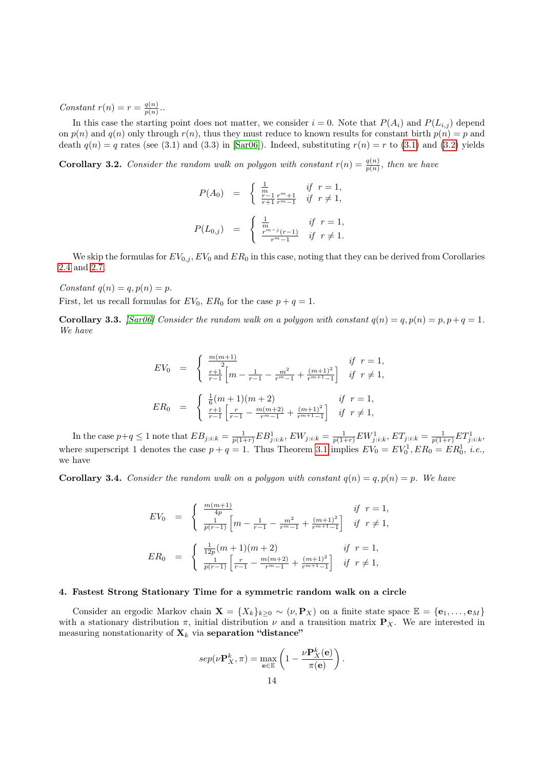*Constant* $r(n) = r = \frac{q(n)}{p(n)}$..

In this case the starting point does not matter, we consider $i = 0$. Note that $P(A_i)$ and $P(L_{i,j})$ depend on $p(n)$ and $q(n)$ only through $r(n)$, thus they must reduce to known results for constant birth $p(n) = p$ and death $q(n) = q$ rates (see (3.1) and (3.3) in [Sar06]). Indeed, substituting $r(n) = r$ to (3.1) and (3.2) yields

**Corollary 3.2.** *Consider the random walk on polygon with constant* $r(n) = \frac{q(n)}{p(n)}$*, then we have*

$$
P(A_0) = \begin{cases} \frac{1}{m} & \text{if } r = 1, \\ \frac{r-1}{r+1}\frac{r^m+1}{r^m-1} & \text{if } r \neq 1, \end{cases}
$$

$$
P(L_{0,j}) = \begin{cases} \frac{1}{m} & \text{if } r = 1, \\ \frac{r^{m-j}(r-1)}{r^m-1} & \text{if } r \neq 1. \end{cases}
$$

We skip the formulas for $EV_{0,j}$, $EV_0$ and $ER_0$ in this case, noting that they can be derived from Corollaries 2.4 and 2.7.

*Constant* $q(n) = q, p(n) = p$.
First, let us recall formulas for $EV_0$, $ER_0$ for the case $p + q = 1$.

**Corollary 3.3.** *[Sar06] Consider the random walk on a polygon with constant* $q(n) = q, p(n) = p, p+q = 1$*. We have*

$$
EV_0 = \begin{cases} \frac{m(m+1)}{2} & \text{if } r = 1, \\ \frac{r+1}{r-1}\left[m - \frac{1}{r-1} - \frac{m^2}{r^m-1} + \frac{(m+1)^2}{r^{m+1}-1}\right] & \text{if } r \neq 1, \end{cases}
$$

$$
ER_0 = \begin{cases} \frac{1}{6}(m+1)(m+2) & \text{if } r = 1, \\ \frac{r+1}{r-1}\left[\frac{r}{r-1} - \frac{m(m+2)}{r^m-1} + \frac{(m+1)^2}{r^{m+1}-1}\right] & \text{if } r \neq 1, \end{cases}
$$

In the case $p+q \leq 1$ note that $EB_{j:i:k} = \frac{1}{p(1+r)}EB^1_{j:i:k}$, $EW_{j:i:k} = \frac{1}{p(1+r)}EW^1_{j:i:k}$, $ET_{j:i:k} = \frac{1}{p(1+r)}ET^1_{j:i:k}$, where superscript 1 denotes the case $p + q = 1$. Thus Theorem 3.1 implies $EV_0 = EV_0^1, ER_0 = ER_0^1$, *i.e.*, we have

**Corollary 3.4.** *Consider the random walk on a polygon with constant* $q(n) = q, p(n) = p$*. We have*

$$
EV_0 = \begin{cases} \frac{m(m+1)}{4p} & \text{if } r = 1, \\ \frac{1}{p(r-1)}\left[m - \frac{1}{r-1} - \frac{m^2}{r^m-1} + \frac{(m+1)^2}{r^{m+1}-1}\right] & \text{if } r \neq 1, \end{cases}
$$

$$
ER_0 = \begin{cases} \frac{1}{12p}(m+1)(m+2) & \text{if } r = 1, \\ \frac{1}{p(r-1)}\left[\frac{r}{r-1} - \frac{m(m+2)}{r^m-1} + \frac{(m+1)^2}{r^{m+1}-1}\right] & \text{if } r \neq 1, \end{cases}
$$

## 4. Fastest Strong Stationary Time for a symmetric random walk on a circle

Consider an ergodic Markov chain $\mathbf{X} = \{X_k\}_{k\geq 0} \sim (\nu, \mathbf{P}_X)$ on a finite state space $\mathbb{E} = \{\mathbf{e}_1, \ldots, \mathbf{e}_M\}$ with a stationary distribution $\pi$, initial distribution $\nu$ and a transition matrix $\mathbf{P}_X$. We are interested in measuring nonstationarity of $\mathbf{X}_k$ via **separation "distance"**

$$
sep(\nu\mathbf{P}_X^k, \pi) = \max_{\mathbf{e}\in\mathbb{E}}\left(1 - \frac{\nu\mathbf{P}_X^k(\mathbf{e})}{\pi(\mathbf{e})}\right).
$$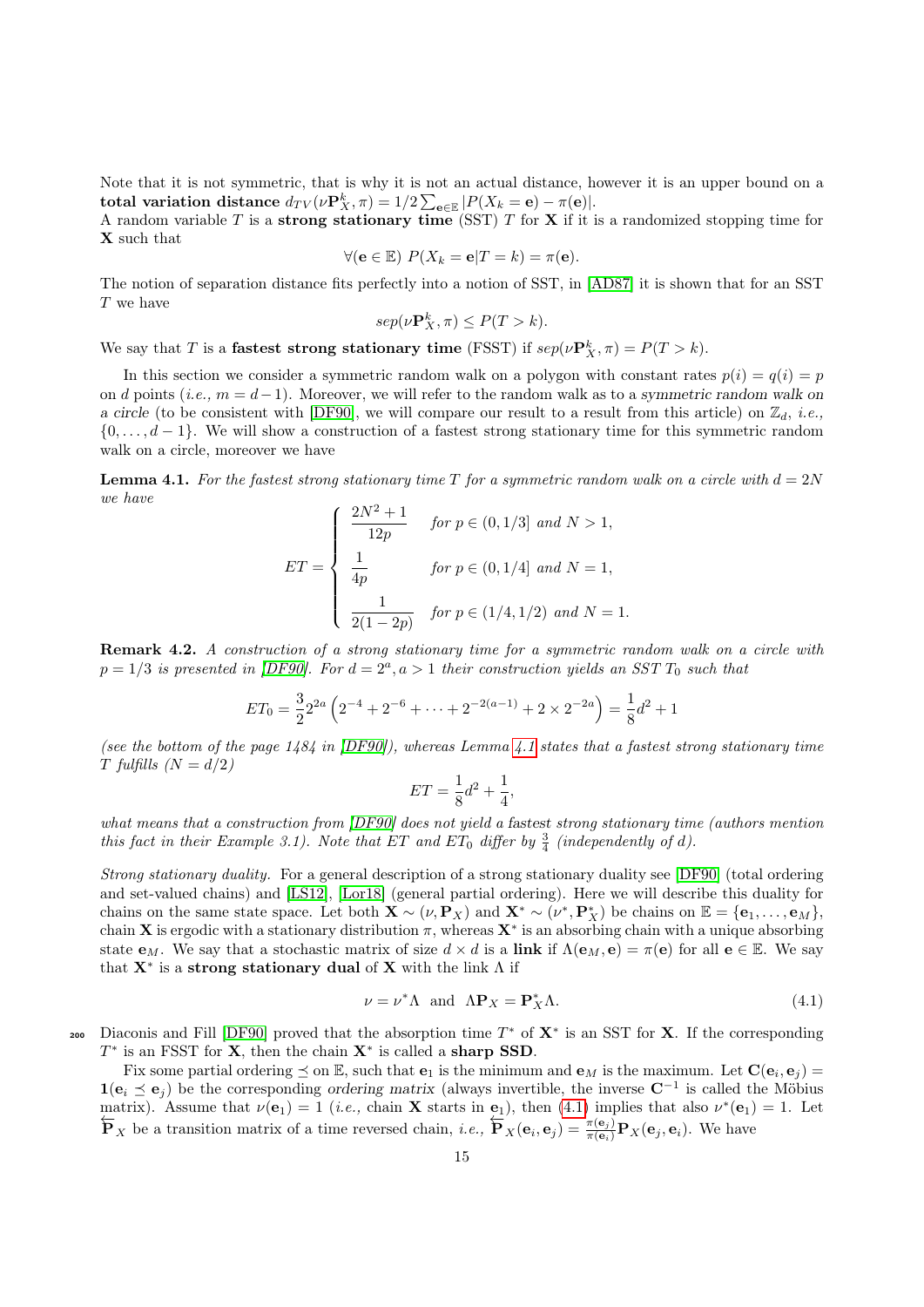Note that it is not symmetric, that is why it is not an actual distance, however it is an upper bound on a **total variation distance** $d_{TV}(\nu\mathbf{P}_X^k, \pi) = 1/2\sum_{\mathbf{e}\in\mathbb{E}} |P(X_k = \mathbf{e}) - \pi(\mathbf{e})|$.
A random variable $T$ is a **strong stationary time** (SST) $T$ for $\mathbf{X}$ if it is a randomized stopping time for $\mathbf{X}$ such that

$$\forall(\mathbf{e} \in \mathbb{E})\ P(X_k = \mathbf{e}|T = k) = \pi(\mathbf{e}).$$

The notion of separation distance fits perfectly into a notion of SST, in [AD87] it is shown that for an SST $T$ we have

$$sep(\nu\mathbf{P}_X^k, \pi) \le P(T > k).$$

We say that $T$ is a **fastest strong stationary time** (FSST) if $sep(\nu\mathbf{P}_X^k, \pi) = P(T > k)$.

In this section we consider a symmetric random walk on a polygon with constant rates $p(i) = q(i) = p$ on $d$ points (*i.e.,* $m = d-1$). Moreover, we will refer to the random walk as to a *symmetric random walk on a circle* (to be consistent with [DF90], we will compare our result to a result from this article) on $\mathbb{Z}_d$, *i.e.,* $\{0, \ldots, d-1\}$. We will show a construction of a fastest strong stationary time for this symmetric random walk on a circle, moreover we have

**Lemma 4.1.** *For the fastest strong stationary time $T$ for a symmetric random walk on a circle with $d = 2N$ we have*

$$ET = \begin{cases} \dfrac{2N^2+1}{12p} & \text{for } p \in (0, 1/3] \text{ and } N > 1, \\[2mm] \dfrac{1}{4p} & \text{for } p \in (0, 1/4] \text{ and } N = 1, \\[2mm] \dfrac{1}{2(1-2p)} & \text{for } p \in (1/4, 1/2) \text{ and } N = 1. \end{cases}$$

**Remark 4.2.** *A construction of a strong stationary time for a symmetric random walk on a circle with $p = 1/3$ is presented in [DF90]. For $d = 2^a, a > 1$ their construction yields an SST $T_0$ such that*

$$ET_0 = \frac{3}{2}2^{2a}\left(2^{-4} + 2^{-6} + \cdots + 2^{-2(a-1)} + 2 \times 2^{-2a}\right) = \frac{1}{8}d^2 + 1$$

*(see the bottom of the page 1484 in [DF90]), whereas Lemma 4.1 states that a fastest strong stationary time $T$ fulfills ($N = d/2$)*

$$ET = \frac{1}{8}d^2 + \frac{1}{4},$$

*what means that a construction from [DF90] does not yield a fastest strong stationary time (authors mention this fact in their Example 3.1). Note that $ET$ and $ET_0$ differ by $\frac{3}{4}$ (independently of $d$).*

*Strong stationary duality.* For a general description of a strong stationary duality see [DF90] (total ordering and set-valued chains) and [LS12], [Lor18] (general partial ordering). Here we will describe this duality for chains on the same state space. Let both $\mathbf{X} \sim (\nu, \mathbf{P}_X)$ and $\mathbf{X}^* \sim (\nu^*, \mathbf{P}_X^*)$ be chains on $\mathbb{E} = \{\mathbf{e}_1, \ldots, \mathbf{e}_M\}$, chain $\mathbf{X}$ is ergodic with a stationary distribution $\pi$, whereas $\mathbf{X}^*$ is an absorbing chain with a unique absorbing state $\mathbf{e}_M$. We say that a stochastic matrix of size $d \times d$ is a **link** if $\Lambda(\mathbf{e}_M, \mathbf{e}) = \pi(\mathbf{e})$ for all $\mathbf{e} \in \mathbb{E}$. We say that $\mathbf{X}^*$ is a **strong stationary dual** of $\mathbf{X}$ with the link $\Lambda$ if

$$\nu = \nu^*\Lambda \ \text{ and } \ \Lambda\mathbf{P}_X = \mathbf{P}_X^*\Lambda. \tag{4.1}$$

Diaconis and Fill [DF90] proved that the absorption time $T^*$ of $\mathbf{X}^*$ is an SST for $\mathbf{X}$. If the corresponding $T^*$ is an FSST for $\mathbf{X}$, then the chain $\mathbf{X}^*$ is called a **sharp SSD**.

Fix some partial ordering $\preceq$ on $\mathbb{E}$, such that $\mathbf{e}_1$ is the minimum and $\mathbf{e}_M$ is the maximum. Let $\mathbf{C}(\mathbf{e}_i, \mathbf{e}_j) = \mathbf{1}(\mathbf{e}_i \preceq \mathbf{e}_j)$ be the corresponding *ordering matrix* (always invertible, the inverse $\mathbf{C}^{-1}$ is called the Möbius matrix). Assume that $\nu(\mathbf{e}_1) = 1$ (*i.e.,* chain $\mathbf{X}$ starts in $\mathbf{e}_1$), then (4.1) implies that also $\nu^*(\mathbf{e}_1) = 1$. Let $\overleftarrow{\mathbf{P}}_X$ be a transition matrix of a time reversed chain, *i.e.,* $\overleftarrow{\mathbf{P}}_X(\mathbf{e}_i, \mathbf{e}_j) = \frac{\pi(\mathbf{e}_j)}{\pi(\mathbf{e}_i)}\mathbf{P}_X(\mathbf{e}_j, \mathbf{e}_i)$. We have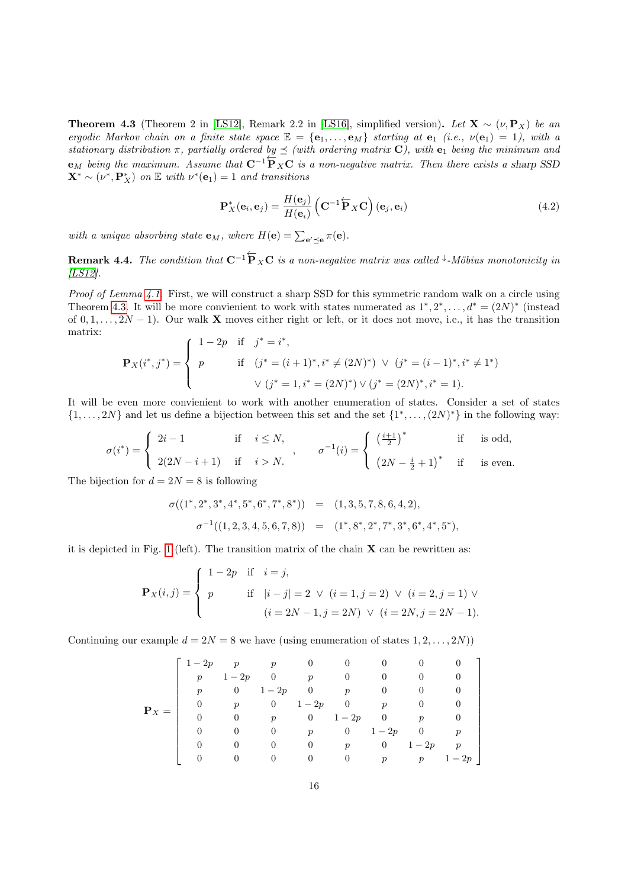**Theorem 4.3** (Theorem 2 in [LS12], Remark 2.2 in [LS16], simplified version)**.** *Let $\mathbf{X} \sim (\nu, \mathbf{P}_X)$ be an ergodic Markov chain on a finite state space $\mathbb{E} = \{\mathbf{e}_1, \ldots, \mathbf{e}_M\}$ starting at $\mathbf{e}_1$ (i.e., $\nu(\mathbf{e}_1) = 1$), with a stationary distribution $\pi$, partially ordered by $\preceq$ (with ordering matrix $\mathbf{C}$), with $\mathbf{e}_1$ being the minimum and $\mathbf{e}_M$ being the maximum. Assume that $\mathbf{C}^{-1}\overleftarrow{\mathbf{P}}_X\mathbf{C}$ is a non-negative matrix. Then there exists a sharp SSD $\mathbf{X}^* \sim (\nu^*, \mathbf{P}^*_X)$ on $\mathbb{E}$ with $\nu^*(\mathbf{e}_1) = 1$ and transitions*

$$\mathbf{P}^*_X(\mathbf{e}_i, \mathbf{e}_j) = \frac{H(\mathbf{e}_j)}{H(\mathbf{e}_i)} \left(\mathbf{C}^{-1}\overleftarrow{\mathbf{P}}_X\mathbf{C}\right)(\mathbf{e}_j, \mathbf{e}_i) \tag{4.2}$$

*with a unique absorbing state $\mathbf{e}_M$, where $H(\mathbf{e}) = \sum_{\mathbf{e}' \preceq \mathbf{e}} \pi(\mathbf{e})$.*

**Remark 4.4.** *The condition that $\mathbf{C}^{-1}\overleftarrow{\mathbf{P}}_X\mathbf{C}$ is a non-negative matrix was called $^{\downarrow}$-Möbius monotonicity in [LS12].*

*Proof of Lemma 4.1.* First, we will construct a sharp SSD for this symmetric random walk on a circle using Theorem 4.3. It will be more convienient to work with states numerated as $1^*, 2^*, \ldots, d^* = (2N)^*$ (instead of $0, 1, \ldots, 2N-1$). Our walk $\mathbf{X}$ moves either right or left, or it does not move, i.e., it has the transition matrix:

$$\mathbf{P}_X(i^*, j^*) = \begin{cases} 1-2p & \text{if} \quad j^* = i^*, \\ p & \text{if} \quad (j^* = (i+1)^*, i^* \neq (2N)^*) \ \vee \ (j^* = (i-1)^*, i^* \neq 1^*) \\ & \quad \vee \ (j^* = 1, i^* = (2N)^*) \vee (j^* = (2N)^*, i^* = 1). \end{cases}$$

It will be even more convienient to work with another enumeration of states. Consider a set of states $\{1, \ldots, 2N\}$ and let us define a bijection between this set and the set $\{1^*, \ldots, (2N)^*\}$ in the following way:

$$\sigma(i^*) = \begin{cases} 2i-1 & \text{if} \quad i \leq N, \\ 2(2N-i+1) & \text{if} \quad i > N. \end{cases}, \qquad \sigma^{-1}(i) = \begin{cases} \left(\frac{i+1}{2}\right)^* & \text{if} \quad \text{is odd}, \\ \left(2N - \frac{i}{2} + 1\right)^* & \text{if} \quad \text{is even}. \end{cases}$$

The bijection for $d = 2N = 8$ is following

$$\begin{aligned} \sigma((1^*, 2^*, 3^*, 4^*, 5^*, 6^*, 7^*, 8^*)) &= (1, 3, 5, 7, 8, 6, 4, 2), \\ \sigma^{-1}((1, 2, 3, 4, 5, 6, 7, 8)) &= (1^*, 8^*, 2^*, 7^*, 3^*, 6^*, 4^*, 5^*), \end{aligned}$$

it is depicted in Fig. 1 (left). The transition matrix of the chain $\mathbf{X}$ can be rewritten as:

$$\mathbf{P}_X(i, j) = \begin{cases} 1-2p & \text{if} \quad i = j, \\ p & \text{if} \quad |i-j| = 2 \ \vee \ (i = 1, j = 2) \ \vee \ (i = 2, j = 1) \ \vee \\ & \quad (i = 2N-1, j = 2N) \ \vee \ (i = 2N, j = 2N-1). \end{cases}$$

Continuing our example $d = 2N = 8$ we have (using enumeration of states $1, 2, \ldots, 2N$)

$$\mathbf{P}_X = \begin{bmatrix} 1-2p & p & p & 0 & 0 & 0 & 0 & 0 \\ p & 1-2p & 0 & p & 0 & 0 & 0 & 0 \\ p & 0 & 1-2p & 0 & p & 0 & 0 & 0 \\ 0 & p & 0 & 1-2p & 0 & p & 0 & 0 \\ 0 & 0 & p & 0 & 1-2p & 0 & p & 0 \\ 0 & 0 & 0 & p & 0 & 1-2p & 0 & p \\ 0 & 0 & 0 & 0 & p & 0 & 1-2p & p \\ 0 & 0 & 0 & 0 & 0 & p & p & 1-2p \end{bmatrix}$$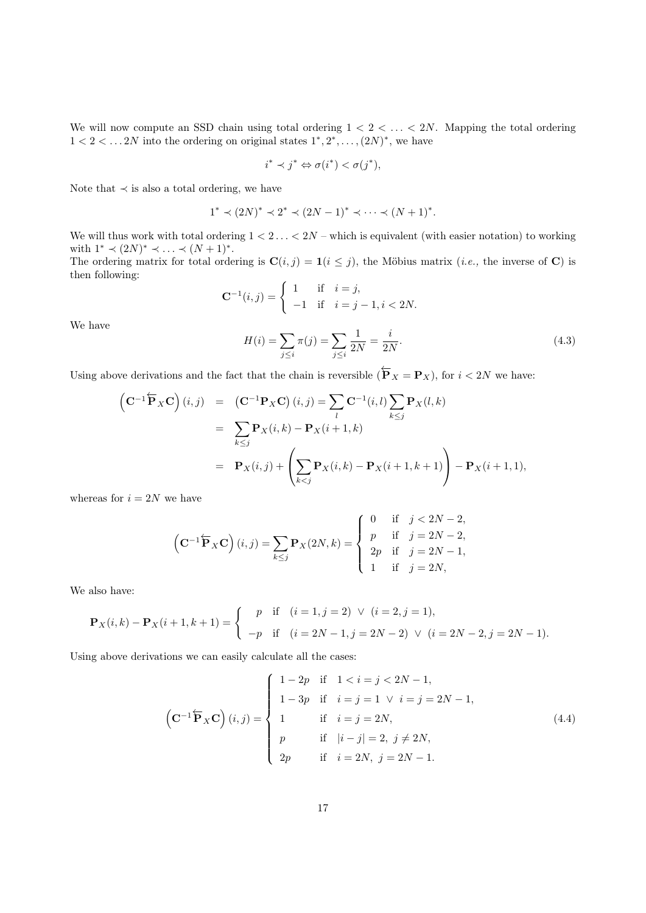We will now compute an SSD chain using total ordering $1 < 2 < \ldots < 2N$. Mapping the total ordering $1 < 2 < \ldots 2N$ into the ordering on original states $1^*, 2^*, \ldots, (2N)^*$, we have

$$i^* \prec j^* \Leftrightarrow \sigma(i^*) < \sigma(j^*),$$

Note that $\prec$ is also a total ordering, we have

$$1^* \prec (2N)^* \prec 2^* \prec (2N-1)^* \prec \cdots \prec (N+1)^*.$$

We will thus work with total ordering $1 < 2 \ldots < 2N$ – which is equivalent (with easier notation) to working with $1^* \prec (2N)^* \prec \ldots \prec (N+1)^*$.

The ordering matrix for total ordering is $\mathbf{C}(i,j) = \mathbf{1}(i \leq j)$, the Möbius matrix (*i.e.,* the inverse of $\mathbf{C}$) is then following:

$$\mathbf{C}^{-1}(i,j) = \begin{cases} 1 & \text{if} \quad i = j, \\ -1 & \text{if} \quad i = j-1, i < 2N. \end{cases}$$

We have

$$H(i) = \sum_{j \leq i} \pi(j) = \sum_{j \leq i} \frac{1}{2N} = \frac{i}{2N}. \tag{4.3}$$

Using above derivations and the fact that the chain is reversible ($\overleftarrow{\mathbf{P}}_X = \mathbf{P}_X$), for $i < 2N$ we have:

$$\begin{aligned}
\left(\mathbf{C}^{-1}\overleftarrow{\mathbf{P}}_X\mathbf{C}\right)(i,j) &= \left(\mathbf{C}^{-1}\mathbf{P}_X\mathbf{C}\right)(i,j) = \sum_l \mathbf{C}^{-1}(i,l) \sum_{k \leq j} \mathbf{P}_X(l,k) \\
&= \sum_{k \leq j} \mathbf{P}_X(i,k) - \mathbf{P}_X(i+1,k) \\
&= \mathbf{P}_X(i,j) + \left(\sum_{k<j} \mathbf{P}_X(i,k) - \mathbf{P}_X(i+1,k+1)\right) - \mathbf{P}_X(i+1,1),
\end{aligned}$$

whereas for $i = 2N$ we have

$$\left(\mathbf{C}^{-1}\overleftarrow{\mathbf{P}}_X\mathbf{C}\right)(i,j) = \sum_{k \leq j} \mathbf{P}_X(2N,k) = \begin{cases} 0 & \text{if} \quad j < 2N-2, \\ p & \text{if} \quad j = 2N-2, \\ 2p & \text{if} \quad j = 2N-1, \\ 1 & \text{if} \quad j = 2N, \end{cases}$$

We also have:

$$\mathbf{P}_X(i,k) - \mathbf{P}_X(i+1,k+1) = \begin{cases} p & \text{if} \quad (i=1, j=2) \ \vee \ (i=2, j=1), \\ -p & \text{if} \quad (i=2N-1, j=2N-2) \ \vee \ (i=2N-2, j=2N-1). \end{cases}$$

Using above derivations we can easily calculate all the cases:

$$\left(\mathbf{C}^{-1}\overleftarrow{\mathbf{P}}_X\mathbf{C}\right)(i,j) = \begin{cases} 1-2p & \text{if} \quad 1 < i = j < 2N-1, \\ 1-3p & \text{if} \quad i = j = 1 \ \vee \ i = j = 2N-1, \\ 1 & \text{if} \quad i = j = 2N, \\ p & \text{if} \quad |i-j| = 2, \ j \neq 2N, \\ 2p & \text{if} \quad i = 2N, \ j = 2N-1. \end{cases} \tag{4.4}$$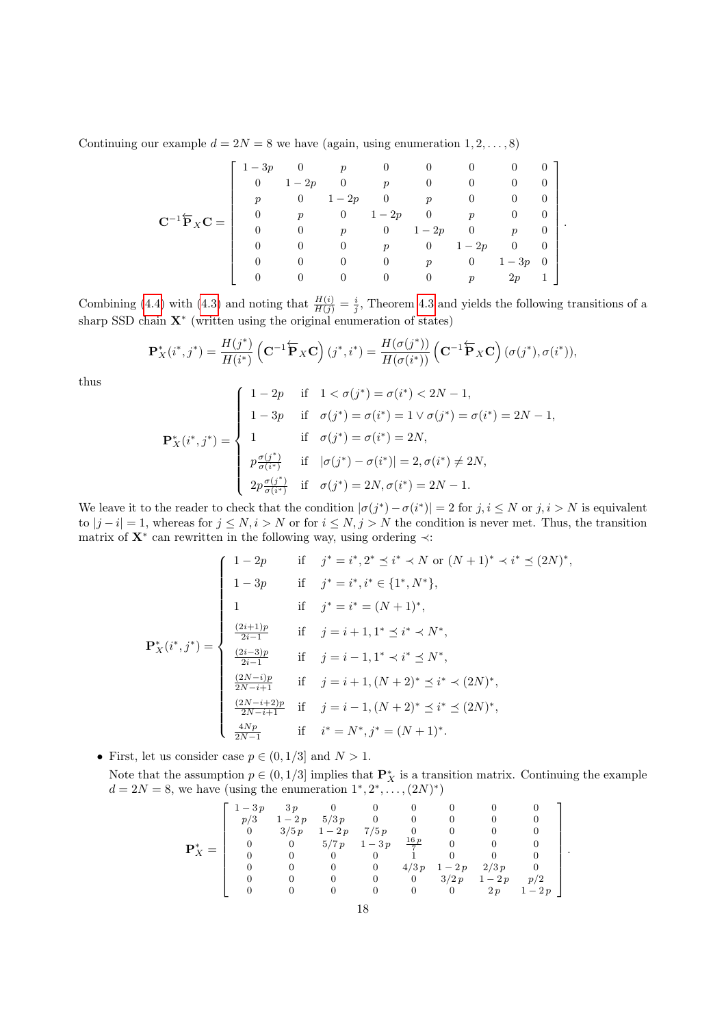Continuing our example $d = 2N = 8$ we have (again, using enumeration $1, 2, \ldots, 8$)

$$\mathbf{C}^{-1}\overleftarrow{\mathbf{P}}_X\mathbf{C} = \begin{bmatrix} 1-3p & 0 & p & 0 & 0 & 0 & 0 & 0 \\ 0 & 1-2p & 0 & p & 0 & 0 & 0 & 0 \\ p & 0 & 1-2p & 0 & p & 0 & 0 & 0 \\ 0 & p & 0 & 1-2p & 0 & p & 0 & 0 \\ 0 & 0 & p & 0 & 1-2p & 0 & p & 0 \\ 0 & 0 & 0 & p & 0 & 1-2p & 0 & 0 \\ 0 & 0 & 0 & 0 & p & 0 & 1-3p & 0 \\ 0 & 0 & 0 & 0 & 0 & p & 2p & 1 \end{bmatrix}.$$

Combining (4.4) with (4.3) and noting that $\frac{H(i)}{H(j)} = \frac{i}{j}$, Theorem 4.3 and yields the following transitions of a sharp SSD chain $\mathbf{X}^*$ (written using the original enumeration of states)

$$\mathbf{P}_X^*(i^*, j^*) = \frac{H(j^*)}{H(i^*)}\left(\mathbf{C}^{-1}\overleftarrow{\mathbf{P}}_X\mathbf{C}\right)(j^*, i^*) = \frac{H(\sigma(j^*))}{H(\sigma(i^*))}\left(\mathbf{C}^{-1}\overleftarrow{\mathbf{P}}_X\mathbf{C}\right)(\sigma(j^*), \sigma(i^*)),$$

thus

$$\mathbf{P}_X^*(i^*, j^*) = \begin{cases} 1-2p & \text{if} \quad 1 < \sigma(j^*) = \sigma(i^*) < 2N-1, \\ 1-3p & \text{if} \quad \sigma(j^*) = \sigma(i^*) = 1 \vee \sigma(j^*) = \sigma(i^*) = 2N-1, \\ 1 & \text{if} \quad \sigma(j^*) = \sigma(i^*) = 2N, \\ p\frac{\sigma(j^*)}{\sigma(i^*)} & \text{if} \quad |\sigma(j^*) - \sigma(i^*)| = 2, \sigma(i^*) \neq 2N, \\ 2p\frac{\sigma(j^*)}{\sigma(i^*)} & \text{if} \quad \sigma(j^*) = 2N, \sigma(i^*) = 2N-1. \end{cases}$$

We leave it to the reader to check that the condition $|\sigma(j^*) - \sigma(i^*)| = 2$ for $j, i \leq N$ or $j, i > N$ is equivalent to $|j - i| = 1$, whereas for $j \leq N, i > N$ or for $i \leq N, j > N$ the condition is never met. Thus, the transition matrix of $\mathbf{X}^*$ can rewritten in the following way, using ordering $\prec$:

$$\mathbf{P}_X^*(i^*, j^*) = \begin{cases} 1-2p & \text{if} \quad j^* = i^*, 2^* \preceq i^* \prec N \text{ or } (N+1)^* \prec i^* \preceq (2N)^*, \\ 1-3p & \text{if} \quad j^* = i^*, i^* \in \{1^*, N^*\}, \\ 1 & \text{if} \quad j^* = i^* = (N+1)^*, \\ \frac{(2i+1)p}{2i-1} & \text{if} \quad j = i+1, 1^* \preceq i^* \prec N^*, \\ \frac{(2i-3)p}{2i-1} & \text{if} \quad j = i-1, 1^* \prec i^* \preceq N^*, \\ \frac{(2N-i)p}{2N-i+1} & \text{if} \quad j = i+1, (N+2)^* \preceq i^* \prec (2N)^*, \\ \frac{(2N-i+2)p}{2N-i+1} & \text{if} \quad j = i-1, (N+2)^* \preceq i^* \preceq (2N)^*, \\ \frac{4Np}{2N-1} & \text{if} \quad i^* = N^*, j^* = (N+1)^*. \end{cases}$$

- First, let us consider case $p \in (0, 1/3]$ and $N > 1$.

  Note that the assumption $p \in (0, 1/3]$ implies that $\mathbf{P}_X^*$ is a transition matrix. Continuing the example $d = 2N = 8$, we have (using the enumeration $1^*, 2^*, \ldots, (2N)^*$)

$$\mathbf{P}_X^* = \begin{bmatrix} 1-3p & 3p & 0 & 0 & 0 & 0 & 0 & 0 \\ p/3 & 1-2p & 5/3p & 0 & 0 & 0 & 0 & 0 \\ 0 & 3/5p & 1-2p & 7/5p & 0 & 0 & 0 & 0 \\ 0 & 0 & 5/7p & 1-3p & \frac{16p}{7} & 0 & 0 & 0 \\ 0 & 0 & 0 & 0 & 1 & 0 & 0 & 0 \\ 0 & 0 & 0 & 0 & 4/3p & 1-2p & 2/3p & 0 \\ 0 & 0 & 0 & 0 & 0 & 3/2p & 1-2p & p/2 \\ 0 & 0 & 0 & 0 & 0 & 0 & 2p & 1-2p \end{bmatrix}.$$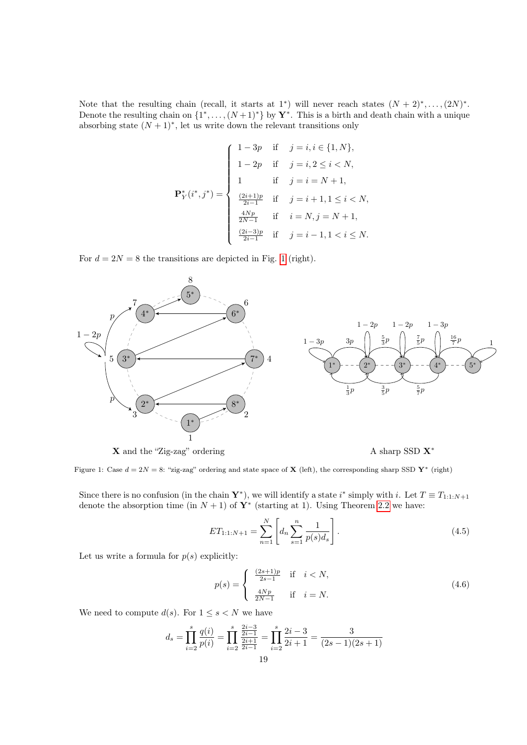Note that the resulting chain (recall, it starts at $1^*$) will never reach states $(N+2)^*, \ldots, (2N)^*$. Denote the resulting chain on $\{1^*, \ldots, (N+1)^*\}$ by $\mathbf{Y}^*$. This is a birth and death chain with a unique absorbing state $(N+1)^*$, let us write down the relevant transitions only

$$
\mathbf{P}_Y^*(i^*, j^*) = \begin{cases}
1 - 3p & \text{if} \quad j = i, i \in \{1, N\}, \\
1 - 2p & \text{if} \quad j = i, 2 \le i < N, \\
1 & \text{if} \quad j = i = N+1, \\
\frac{(2i+1)p}{2i-1} & \text{if} \quad j = i+1, 1 \le i < N, \\
\frac{4Np}{2N-1} & \text{if} \quad i = N, j = N+1, \\
\frac{(2i-3)p}{2i-1} & \text{if} \quad j = i-1, 1 < i \le N.
\end{cases}
$$

For $d = 2N = 8$ the transitions are depicted in Fig. 1 (right).

**X** and the "Zig-zag" ordering

A sharp SSD $\mathbf{X}^*$

Figure 1: Case $d = 2N = 8$: "zig-zag" ordering and state space of **X** (left), the corresponding sharp SSD $\mathbf{Y}^*$ (right)

Since there is no confusion (in the chain $\mathbf{Y}^*$), we will identify a state $i^*$ simply with $i$. Let $T \equiv T_{1:1:N+1}$ denote the absorption time (in $N+1$) of $\mathbf{Y}^*$ (starting at 1). Using Theorem 2.2 we have:

$$
ET_{1:1:N+1} = \sum_{n=1}^{N} \left[ d_n \sum_{s=1}^{n} \frac{1}{p(s) d_s} \right]. \tag{4.5}
$$

Let us write a formula for $p(s)$ explicitly:

$$
p(s) = \begin{cases}
\frac{(2s+1)p}{2s-1} & \text{if} \quad i < N, \\
\frac{4Np}{2N-1} & \text{if} \quad i = N.
\end{cases} \tag{4.6}
$$

We need to compute $d(s)$. For $1 \le s < N$ we have

$$
d_s = \prod_{i=2}^{s} \frac{q(i)}{p(i)} = \prod_{i=2}^{s} \frac{\frac{2i-3}{2i-1}}{\frac{2i+1}{2i-1}} = \prod_{i=2}^{s} \frac{2i-3}{2i+1} = \frac{3}{(2s-1)(2s+1)}
$$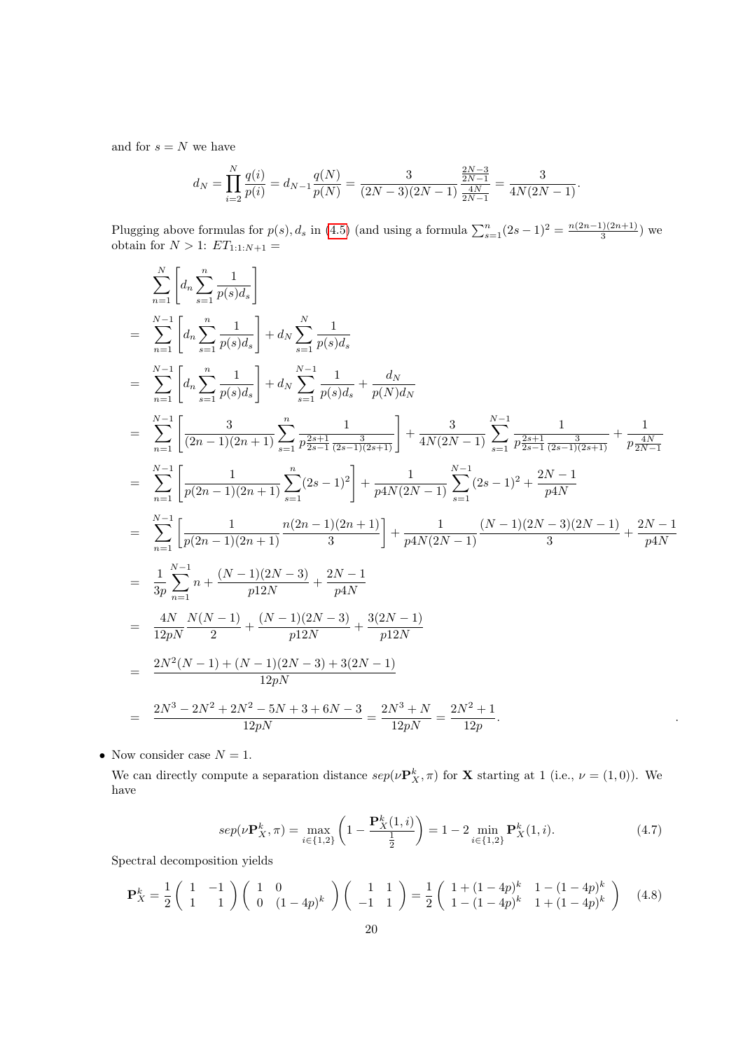and for $s = N$ we have

$$d_N = \prod_{i=2}^{N} \frac{q(i)}{p(i)} = d_{N-1}\frac{q(N)}{p(N)} = \frac{3}{(2N-3)(2N-1)} \frac{\frac{2N-3}{2N-1}}{\frac{4N}{2N-1}} = \frac{3}{4N(2N-1)}.$$

Plugging above formulas for $p(s), d_s$ in (4.5) (and using a formula $\sum_{s=1}^{n}(2s-1)^2 = \frac{n(2n-1)(2n+1)}{3}$) we obtain for $N > 1$: $ET_{1:1:N+1} =$

$$\begin{aligned}
& \sum_{n=1}^{N}\left[d_n \sum_{s=1}^{n} \frac{1}{p(s)d_s}\right] \\
= & \sum_{n=1}^{N-1}\left[d_n \sum_{s=1}^{n} \frac{1}{p(s)d_s}\right] + d_N \sum_{s=1}^{N} \frac{1}{p(s)d_s} \\
= & \sum_{n=1}^{N-1}\left[d_n \sum_{s=1}^{n} \frac{1}{p(s)d_s}\right] + d_N \sum_{s=1}^{N-1} \frac{1}{p(s)d_s} + \frac{d_N}{p(N)d_N} \\
= & \sum_{n=1}^{N-1}\left[\frac{3}{(2n-1)(2n+1)} \sum_{s=1}^{n} \frac{1}{p\frac{2s+1}{2s-1}\frac{3}{(2s-1)(2s+1)}}\right] + \frac{3}{4N(2N-1)} \sum_{s=1}^{N-1} \frac{1}{p\frac{2s+1}{2s-1}\frac{3}{(2s-1)(2s+1)}} + \frac{1}{p\frac{4N}{2N-1}} \\
= & \sum_{n=1}^{N-1}\left[\frac{1}{p(2n-1)(2n+1)} \sum_{s=1}^{n}(2s-1)^2\right] + \frac{1}{p4N(2N-1)} \sum_{s=1}^{N-1}(2s-1)^2 + \frac{2N-1}{p4N} \\
= & \sum_{n=1}^{N-1}\left[\frac{1}{p(2n-1)(2n+1)} \frac{n(2n-1)(2n+1)}{3}\right] + \frac{1}{p4N(2N-1)} \frac{(N-1)(2N-3)(2N-1)}{3} + \frac{2N-1}{p4N} \\
= & \frac{1}{3p}\sum_{n=1}^{N-1} n + \frac{(N-1)(2N-3)}{p12N} + \frac{2N-1}{p4N} \\
= & \frac{4N}{12pN}\frac{N(N-1)}{2} + \frac{(N-1)(2N-3)}{p12N} + \frac{3(2N-1)}{p12N} \\
= & \frac{2N^2(N-1) + (N-1)(2N-3) + 3(2N-1)}{12pN} \\
= & \frac{2N^3 - 2N^2 + 2N^2 - 5N + 3 + 6N - 3}{12pN} = \frac{2N^3 + N}{12pN} = \frac{2N^2+1}{12p}.
\end{aligned}$$

- Now consider case $N = 1$.

  We can directly compute a separation distance $sep(\nu \mathbf{P}_X^k, \pi)$ for $\mathbf{X}$ starting at 1 (i.e., $\nu = (1,0)$). We have

$$sep(\nu \mathbf{P}_X^k, \pi) = \max_{i \in \{1,2\}} \left(1 - \frac{\mathbf{P}_X^k(1,i)}{\frac{1}{2}}\right) = 1 - 2 \min_{i \in \{1,2\}} \mathbf{P}_X^k(1,i). \tag{4.7}$$

  Spectral decomposition yields

$$\mathbf{P}_X^k = \frac{1}{2}\begin{pmatrix} 1 & -1 \\ 1 & 1 \end{pmatrix}\begin{pmatrix} 1 & 0 \\ 0 & (1-4p)^k \end{pmatrix}\begin{pmatrix} 1 & 1 \\ -1 & 1 \end{pmatrix} = \frac{1}{2}\begin{pmatrix} 1+(1-4p)^k & 1-(1-4p)^k \\ 1-(1-4p)^k & 1+(1-4p)^k \end{pmatrix} \tag{4.8}$$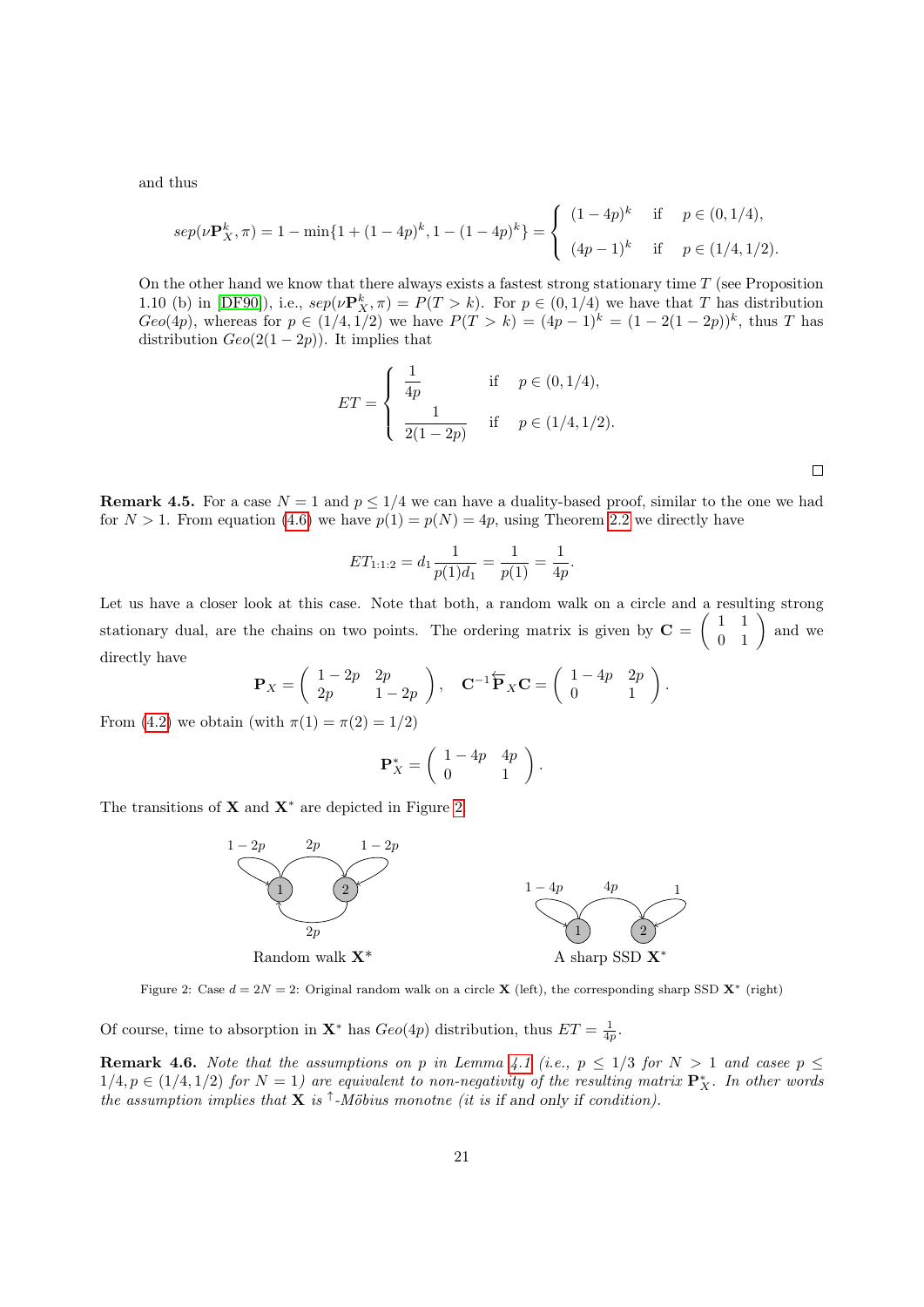and thus

$$sep(\nu \mathbf{P}_X^k, \pi) = 1 - \min\{1 + (1-4p)^k, 1 - (1-4p)^k\} = \begin{cases} (1-4p)^k & \text{if} \quad p \in (0, 1/4), \\ (4p-1)^k & \text{if} \quad p \in (1/4, 1/2). \end{cases}$$

On the other hand we know that there always exists a fastest strong stationary time $T$ (see Proposition 1.10 (b) in [DF90]), i.e., $sep(\nu \mathbf{P}_X^k, \pi) = P(T > k)$. For $p \in (0, 1/4)$ we have that $T$ has distribution $Geo(4p)$, whereas for $p \in (1/4, 1/2)$ we have $P(T > k) = (4p-1)^k = (1 - 2(1-2p))^k$, thus $T$ has distribution $Geo(2(1-2p))$. It implies that

$$ET = \begin{cases} \dfrac{1}{4p} & \text{if} \quad p \in (0, 1/4), \\ \dfrac{1}{2(1-2p)} & \text{if} \quad p \in (1/4, 1/2). \end{cases}$$

□

**Remark 4.5.** For a case $N = 1$ and $p \leq 1/4$ we can have a duality-based proof, similar to the one we had for $N > 1$. From equation (4.6) we have $p(1) = p(N) = 4p$, using Theorem 2.2 we directly have

$$ET_{1:1:2} = d_1 \frac{1}{p(1) d_1} = \frac{1}{p(1)} = \frac{1}{4p}.$$

Let us have a closer look at this case. Note that both, a random walk on a circle and a resulting strong stationary dual, are the chains on two points. The ordering matrix is given by $\mathbf{C} = \begin{pmatrix} 1 & 1 \\ 0 & 1 \end{pmatrix}$ and we directly have

$$\mathbf{P}_X = \begin{pmatrix} 1-2p & 2p \\ 2p & 1-2p \end{pmatrix}, \quad \mathbf{C}^{-1} \overleftarrow{\mathbf{P}}_X \mathbf{C} = \begin{pmatrix} 1-4p & 2p \\ 0 & 1 \end{pmatrix}.$$

From (4.2) we obtain (with $\pi(1) = \pi(2) = 1/2$)

$$\mathbf{P}_X^* = \begin{pmatrix} 1-4p & 4p \\ 0 & 1 \end{pmatrix}.$$

The transitions of $\mathbf{X}$ and $\mathbf{X}^*$ are depicted in Figure 2.

Random walk $\mathbf{X}^*$ A sharp SSD $\mathbf{X}^*$

Figure 2: Case $d = 2N = 2$: Original random walk on a circle $\mathbf{X}$ (left), the corresponding sharp SSD $\mathbf{X}^*$ (right)

Of course, time to absorption in $\mathbf{X}^*$ has $Geo(4p)$ distribution, thus $ET = \frac{1}{4p}$.

**Remark 4.6.** *Note that the assumptions on $p$ in Lemma 4.1 (i.e., $p \leq 1/3$ for $N > 1$ and casee $p \leq 1/4, p \in (1/4, 1/2)$ for $N = 1$) are equivalent to non-negativity of the resulting matrix $\mathbf{P}_X^*$. In other words the assumption implies that $\mathbf{X}$ is $^{\uparrow}$-Möbius monotne (it is if and only if condition).*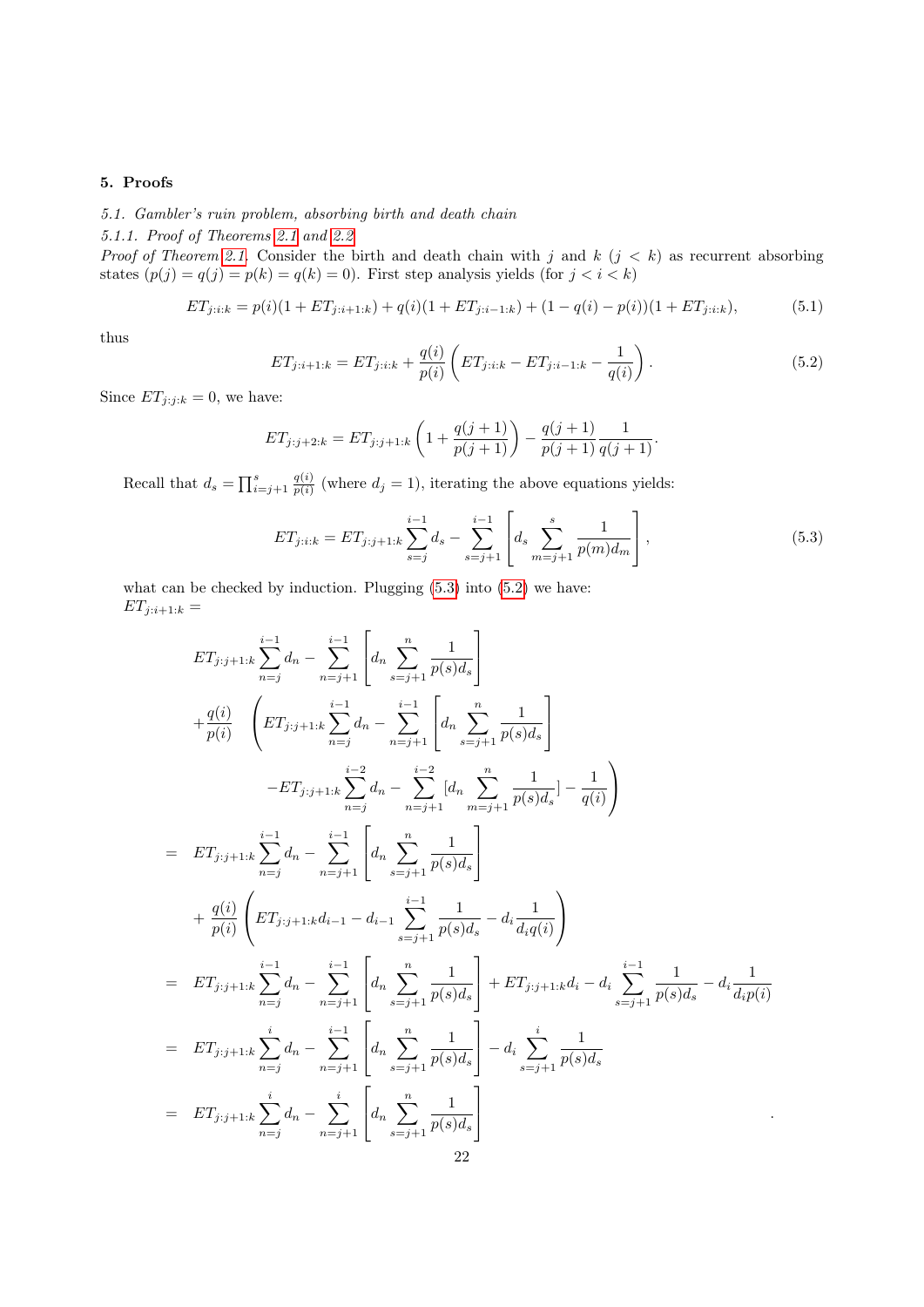## 5. Proofs

*5.1. Gambler's ruin problem, absorbing birth and death chain*

*5.1.1. Proof of Theorems 2.1 and 2.2*

*Proof of Theorem 2.1.* Consider the birth and death chain with $j$ and $k$ ($j < k$) as recurrent absorbing states ($p(j) = q(j) = p(k) = q(k) = 0$). First step analysis yields (for $j < i < k$)

$$ET_{j:i:k} = p(i)(1 + ET_{j:i+1:k}) + q(i)(1 + ET_{j:i-1:k}) + (1 - q(i) - p(i))(1 + ET_{j:i:k}), \tag{5.1}$$

thus

$$ET_{j:i+1:k} = ET_{j:i:k} + \frac{q(i)}{p(i)}\left(ET_{j:i:k} - ET_{j:i-1:k} - \frac{1}{q(i)}\right). \tag{5.2}$$

Since $ET_{j:j:k} = 0$, we have:

$$ET_{j:j+2:k} = ET_{j:j+1:k}\left(1 + \frac{q(j+1)}{p(j+1)}\right) - \frac{q(j+1)}{p(j+1)}\frac{1}{q(j+1)}.$$

Recall that $d_s = \prod_{i=j+1}^{s} \frac{q(i)}{p(i)}$ (where $d_j = 1$), iterating the above equations yields:

$$ET_{j:i:k} = ET_{j:j+1:k}\sum_{s=j}^{i-1} d_s - \sum_{s=j+1}^{i-1}\left[d_s \sum_{m=j+1}^{s} \frac{1}{p(m)d_m}\right], \tag{5.3}$$

what can be checked by induction. Plugging (5.3) into (5.2) we have:
$ET_{j:i+1:k} =$

$$
\begin{aligned}
& ET_{j:j+1:k}\sum_{n=j}^{i-1} d_n - \sum_{n=j+1}^{i-1}\left[d_n \sum_{s=j+1}^{n} \frac{1}{p(s)d_s}\right] \\
& + \frac{q(i)}{p(i)} \quad \left(ET_{j:j+1:k}\sum_{n=j}^{i-1} d_n - \sum_{n=j+1}^{i-1}\left[d_n \sum_{s=j+1}^{n} \frac{1}{p(s)d_s}\right]\right. \\
& \qquad \left. - ET_{j:j+1:k}\sum_{n=j}^{i-2} d_n - \sum_{n=j+1}^{i-2}[d_n \sum_{m=j+1}^{n} \frac{1}{p(s)d_s}] - \frac{1}{q(i)}\right) \\
= \; & ET_{j:j+1:k}\sum_{n=j}^{i-1} d_n - \sum_{n=j+1}^{i-1}\left[d_n \sum_{s=j+1}^{n} \frac{1}{p(s)d_s}\right] \\
& + \frac{q(i)}{p(i)}\left(ET_{j:j+1:k} d_{i-1} - d_{i-1}\sum_{s=j+1}^{i-1} \frac{1}{p(s)d_s} - d_i \frac{1}{d_i q(i)}\right) \\
= \; & ET_{j:j+1:k}\sum_{n=j}^{i-1} d_n - \sum_{n=j+1}^{i-1}\left[d_n \sum_{s=j+1}^{n} \frac{1}{p(s)d_s}\right] + ET_{j:j+1:k} d_i - d_i \sum_{s=j+1}^{i-1} \frac{1}{p(s)d_s} - d_i \frac{1}{d_i p(i)} \\
= \; & ET_{j:j+1:k}\sum_{n=j}^{i} d_n - \sum_{n=j+1}^{i-1}\left[d_n \sum_{s=j+1}^{n} \frac{1}{p(s)d_s}\right] - d_i \sum_{s=j+1}^{i} \frac{1}{p(s)d_s} \\
= \; & ET_{j:j+1:k}\sum_{n=j}^{i} d_n - \sum_{n=j+1}^{i}\left[d_n \sum_{s=j+1}^{n} \frac{1}{p(s)d_s}\right] \qquad .
\end{aligned}
$$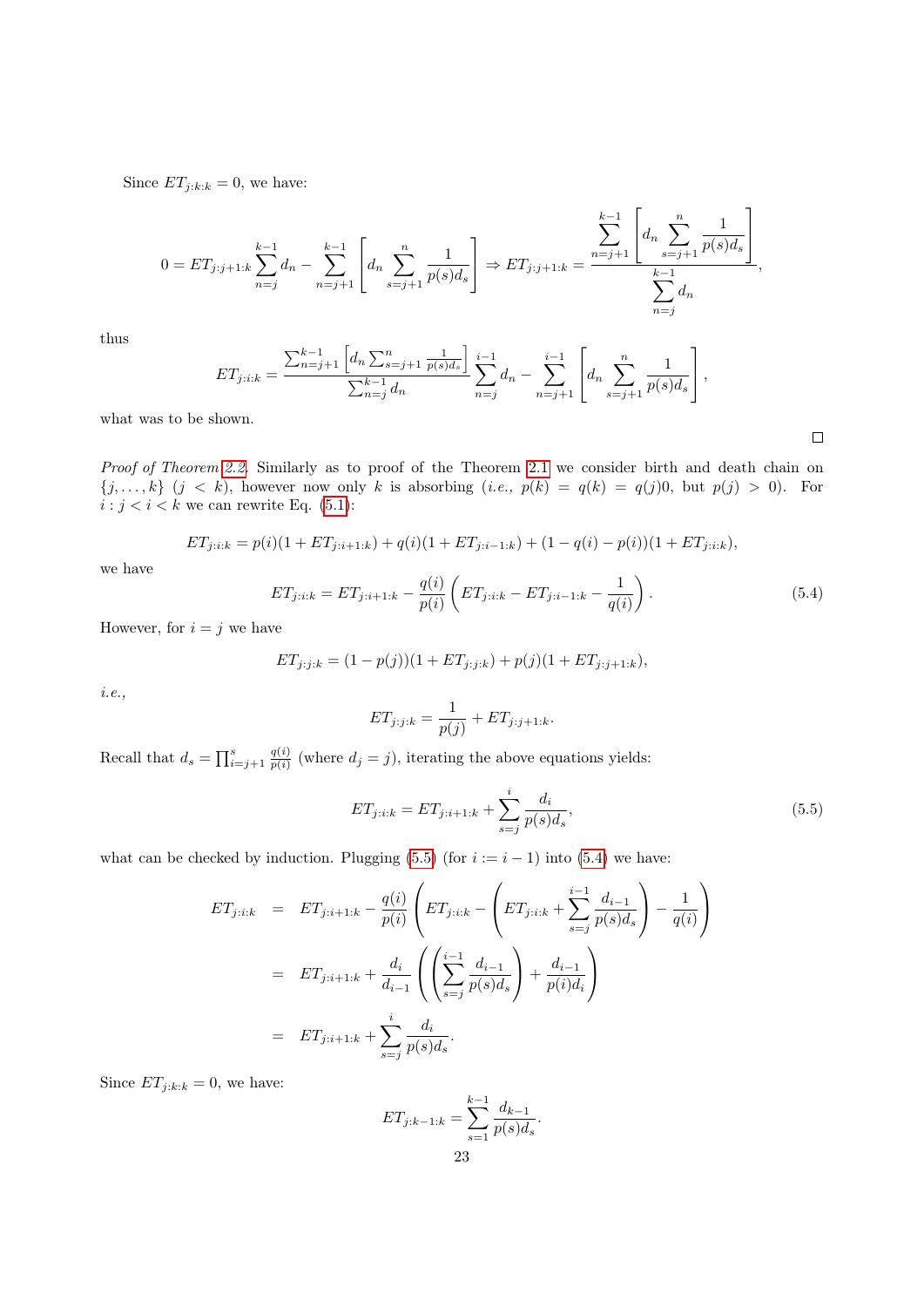Since $ET_{j:k:k} = 0$, we have:

$$0 = ET_{j:j+1:k} \sum_{n=j}^{k-1} d_n - \sum_{n=j+1}^{k-1} \left[ d_n \sum_{s=j+1}^{n} \frac{1}{p(s) d_s} \right] \Rightarrow ET_{j:j+1:k} = \frac{\displaystyle\sum_{n=j+1}^{k-1} \left[ d_n \sum_{s=j+1}^{n} \frac{1}{p(s) d_s} \right]}{\displaystyle\sum_{n=j}^{k-1} d_n},$$

thus

$$ET_{j:i:k} = \frac{\sum_{n=j+1}^{k-1} \left[ d_n \sum_{s=j+1}^{n} \frac{1}{p(s) d_s} \right]}{\sum_{n=j}^{k-1} d_n} \sum_{n=j}^{i-1} d_n - \sum_{n=j+1}^{i-1} \left[ d_n \sum_{s=j+1}^{n} \frac{1}{p(s) d_s} \right],$$

what was to be shown.

□

*Proof of Theorem 2.2.* Similarly as to proof of the Theorem 2.1 we consider birth and death chain on $\{j, \ldots, k\}$ ($j < k$), however now only $k$ is absorbing (*i.e.*, $p(k) = q(k) = q(j)0$, but $p(j) > 0$). For $i : j < i < k$ we can rewrite Eq. (5.1):

$$ET_{j:i:k} = p(i)(1 + ET_{j:i+1:k}) + q(i)(1 + ET_{j:i-1:k}) + (1 - q(i) - p(i))(1 + ET_{j:i:k}),$$

we have

$$ET_{j:i:k} = ET_{j:i+1:k} - \frac{q(i)}{p(i)} \left( ET_{j:i:k} - ET_{j:i-1:k} - \frac{1}{q(i)} \right). \tag{5.4}$$

However, for $i = j$ we have

$$ET_{j:j:k} = (1 - p(j))(1 + ET_{j:j:k}) + p(j)(1 + ET_{j:j+1:k}),$$

*i.e.*,

$$ET_{j:j:k} = \frac{1}{p(j)} + ET_{j:j+1:k}.$$

Recall that $d_s = \prod_{i=j+1}^{s} \frac{q(i)}{p(i)}$ (where $d_j = j$), iterating the above equations yields:

$$ET_{j:i:k} = ET_{j:i+1:k} + \sum_{s=j}^{i} \frac{d_i}{p(s) d_s}, \tag{5.5}$$

what can be checked by induction. Plugging (5.5) (for $i := i - 1$) into (5.4) we have:

$$\begin{aligned}
ET_{j:i:k} &= ET_{j:i+1:k} - \frac{q(i)}{p(i)} \left( ET_{j:i:k} - \left( ET_{j:i:k} + \sum_{s=j}^{i-1} \frac{d_{i-1}}{p(s) d_s} \right) - \frac{1}{q(i)} \right) \\
&= ET_{j:i+1:k} + \frac{d_i}{d_{i-1}} \left( \left( \sum_{s=j}^{i-1} \frac{d_{i-1}}{p(s) d_s} \right) + \frac{d_{i-1}}{p(i) d_i} \right) \\
&= ET_{j:i+1:k} + \sum_{s=j}^{i} \frac{d_i}{p(s) d_s}.
\end{aligned}$$

Since $ET_{j:k:k} = 0$, we have:

$$ET_{j:k-1:k} = \sum_{s=1}^{k-1} \frac{d_{k-1}}{p(s) d_s}.$$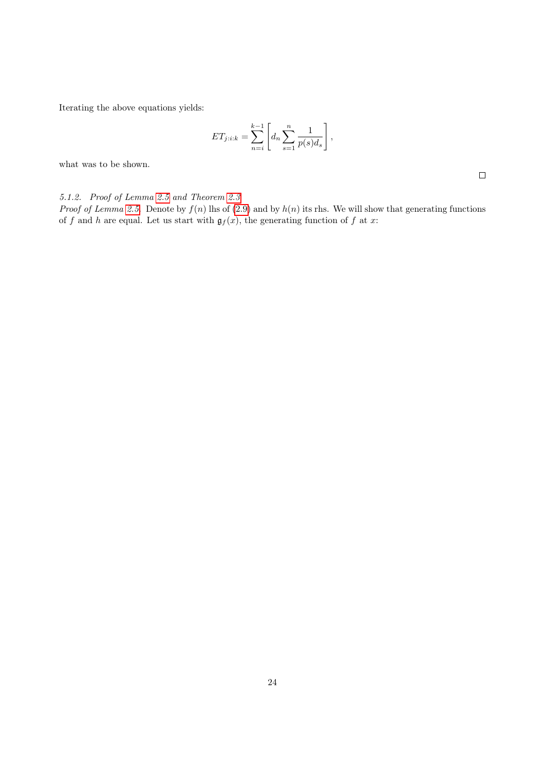Iterating the above equations yields:

$$ET_{j:i:k} = \sum_{n=i}^{k-1} \left[ d_n \sum_{s=1}^{n} \frac{1}{p(s)d_s} \right],$$

what was to be shown.

□

*5.1.2. Proof of Lemma 2.5 and Theorem 2.3*

*Proof of Lemma 2.5.* Denote by $f(n)$ lhs of (2.9) and by $h(n)$ its rhs. We will show that generating functions of $f$ and $h$ are equal. Let us start with $\mathfrak{g}_f(x)$, the generating function of $f$ at $x$: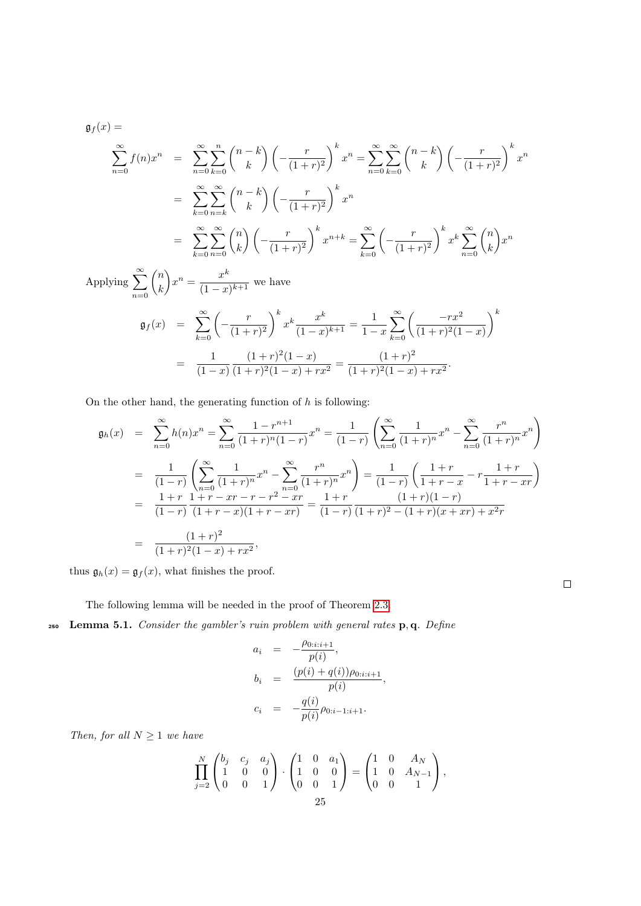$\mathfrak{g}_f(x) =$

$$
\begin{aligned}
\sum_{n=0}^{\infty} f(n)x^n &= \sum_{n=0}^{\infty}\sum_{k=0}^{n}\binom{n-k}{k}\left(-\frac{r}{(1+r)^2}\right)^k x^n = \sum_{n=0}^{\infty}\sum_{k=0}^{\infty}\binom{n-k}{k}\left(-\frac{r}{(1+r)^2}\right)^k x^n \\
&= \sum_{k=0}^{\infty}\sum_{n=k}^{\infty}\binom{n-k}{k}\left(-\frac{r}{(1+r)^2}\right)^k x^n \\
&= \sum_{k=0}^{\infty}\sum_{n=0}^{\infty}\binom{n}{k}\left(-\frac{r}{(1+r)^2}\right)^k x^{n+k} = \sum_{k=0}^{\infty}\left(-\frac{r}{(1+r)^2}\right)^k x^k \sum_{n=0}^{\infty}\binom{n}{k}x^n
\end{aligned}
$$

Applying $\sum_{n=0}^{\infty}\binom{n}{k}x^n = \frac{x^k}{(1-x)^{k+1}}$ we have

$$
\begin{aligned}
\mathfrak{g}_f(x) &= \sum_{k=0}^{\infty}\left(-\frac{r}{(1+r)^2}\right)^k x^k \frac{x^k}{(1-x)^{k+1}} = \frac{1}{1-x}\sum_{k=0}^{\infty}\left(\frac{-rx^2}{(1+r)^2(1-x)}\right)^k \\
&= \frac{1}{(1-x)}\frac{(1+r)^2(1-x)}{(1+r)^2(1-x)+rx^2} = \frac{(1+r)^2}{(1+r)^2(1-x)+rx^2}.
\end{aligned}
$$

On the other hand, the generating function of $h$ is following:

$$
\begin{aligned}
\mathfrak{g}_h(x) &= \sum_{n=0}^{\infty} h(n)x^n = \sum_{n=0}^{\infty}\frac{1-r^{n+1}}{(1+r)^n(1-r)}x^n = \frac{1}{(1-r)}\left(\sum_{n=0}^{\infty}\frac{1}{(1+r)^n}x^n - \sum_{n=0}^{\infty}\frac{r^n}{(1+r)^n}x^n\right) \\
&= \frac{1}{(1-r)}\left(\sum_{n=0}^{\infty}\frac{1}{(1+r)^n}x^n - \sum_{n=0}^{\infty}\frac{r^n}{(1+r)^n}x^n\right) = \frac{1}{(1-r)}\left(\frac{1+r}{1+r-x} - r\frac{1+r}{1+r-xr}\right) \\
&= \frac{1+r}{(1-r)}\frac{1+r-xr-r-r^2-xr}{(1+r-x)(1+r-xr)} = \frac{1+r}{(1-r)}\frac{(1+r)(1-r)}{(1+r)^2-(1+r)(x+xr)+x^2r} \\
&= \frac{(1+r)^2}{(1+r)^2(1-x)+rx^2},
\end{aligned}
$$

thus $\mathfrak{g}_h(x) = \mathfrak{g}_f(x)$, what finishes the proof. □

The following lemma will be needed in the proof of Theorem 2.3.

**Lemma 5.1.** *Consider the gambler's ruin problem with general rates* $\mathbf{p}, \mathbf{q}$. *Define*

$$
\begin{aligned}
a_i &= -\frac{\rho_{0:i:i+1}}{p(i)}, \\
b_i &= \frac{(p(i)+q(i))\rho_{0:i:i+1}}{p(i)}, \\
c_i &= -\frac{q(i)}{p(i)}\rho_{0:i-1:i+1}.
\end{aligned}
$$

*Then, for all* $N \geq 1$ *we have*

$$
\prod_{j=2}^{N}\begin{pmatrix} b_j & c_j & a_j \\ 1 & 0 & 0 \\ 0 & 0 & 1 \end{pmatrix} \cdot \begin{pmatrix} 1 & 0 & a_1 \\ 1 & 0 & 0 \\ 0 & 0 & 1 \end{pmatrix} = \begin{pmatrix} 1 & 0 & A_N \\ 1 & 0 & A_{N-1} \\ 0 & 0 & 1 \end{pmatrix},
$$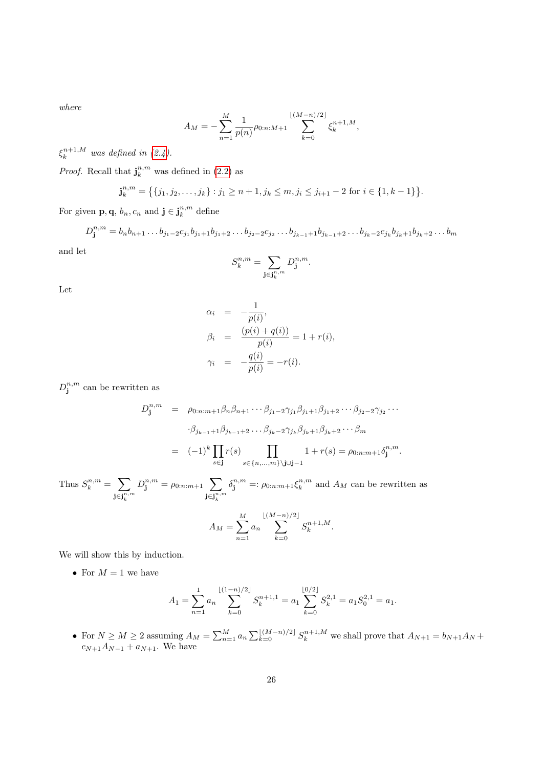*where*

$$A_M = -\sum_{n=1}^{M} \frac{1}{p(n)} \rho_{0:n:M+1} \sum_{k=0}^{\lfloor (M-n)/2 \rfloor} \xi_k^{n+1,M},$$

$\xi_k^{n+1,M}$ *was defined in* (2.4).

*Proof.* Recall that $\mathbf{j}_k^{n,m}$ was defined in (2.2) as

$$\mathbf{j}_k^{n,m} = \big\{\{j_1, j_2, \ldots, j_k\} : j_1 \geq n+1, j_k \leq m, j_i \leq j_{i+1} - 2 \text{ for } i \in \{1, k-1\}\big\}.$$

For given $\mathbf{p}, \mathbf{q}$, $b_n, c_n$ and $\mathbf{j} \in \mathbf{j}_k^{n,m}$ define

$$D_{\mathbf{j}}^{n,m} = b_n b_{n+1} \ldots b_{j_1-2} c_{j_1} b_{j_1+1} b_{j_1+2} \ldots b_{j_2-2} c_{j_2} \ldots b_{j_{k-1}+1} b_{j_{k-1}+2} \ldots b_{j_k-2} c_{j_k} b_{j_k+1} b_{j_k+2} \ldots b_m$$

and let

$$S_k^{n,m} = \sum_{\mathbf{j} \in \mathbf{j}_k^{n,m}} D_{\mathbf{j}}^{n,m}.$$

Let

$$\begin{aligned}
\alpha_i &= -\frac{1}{p(i)}, \\
\beta_i &= \frac{(p(i)+q(i))}{p(i)} = 1 + r(i), \\
\gamma_i &= -\frac{q(i)}{p(i)} = -r(i).
\end{aligned}$$

$D_{\mathbf{j}}^{n,m}$ can be rewritten as

$$\begin{aligned}
D_{\mathbf{j}}^{n,m} &= \rho_{0:n:m+1} \beta_n \beta_{n+1} \cdots \beta_{j_1-2} \gamma_{j_1} \beta_{j_1+1} \beta_{j_1+2} \cdots \beta_{j_2-2} \gamma_{j_2} \cdots \\
&\quad \cdot \beta_{j_{k-1}+1} \beta_{j_{k-1}+2} \ldots \beta_{j_k-2} \gamma_{j_k} \beta_{j_k+1} \beta_{j_k+2} \cdots \beta_m \\
&= (-1)^k \prod_{s \in \mathbf{j}} r(s) \prod_{s \in \{n, \ldots, m\} \setminus \mathbf{j} \cup \mathbf{j}-1} 1 + r(s) = \rho_{0:n:m+1} \delta_{\mathbf{j}}^{n,m}.
\end{aligned}$$

Thus $S_k^{n,m} = \sum_{\mathbf{j} \in \mathbf{j}_k^{n,m}} D_{\mathbf{j}}^{n,m} = \rho_{0:n:m+1} \sum_{\mathbf{j} \in \mathbf{j}_k^{n,m}} \delta_{\mathbf{j}}^{n,m} =: \rho_{0:n:m+1} \xi_k^{n,m}$ and $A_M$ can be rewritten as

$$A_M = \sum_{n=1}^{M} a_n \sum_{k=0}^{\lfloor (M-n)/2 \rfloor} S_k^{n+1,M}.$$

We will show this by induction.

- For $M = 1$ we have

$$A_1 = \sum_{n=1}^{1} a_n \sum_{k=0}^{\lfloor (1-n)/2 \rfloor} S_k^{n+1,1} = a_1 \sum_{k=0}^{\lfloor 0/2 \rfloor} S_k^{2,1} = a_1 S_0^{2,1} = a_1.$$

- For $N \geq M \geq 2$ assuming $A_M = \sum_{n=1}^{M} a_n \sum_{k=0}^{\lfloor (M-n)/2 \rfloor} S_k^{n+1,M}$ we shall prove that $A_{N+1} = b_{N+1} A_N + c_{N+1} A_{N-1} + a_{N+1}$. We have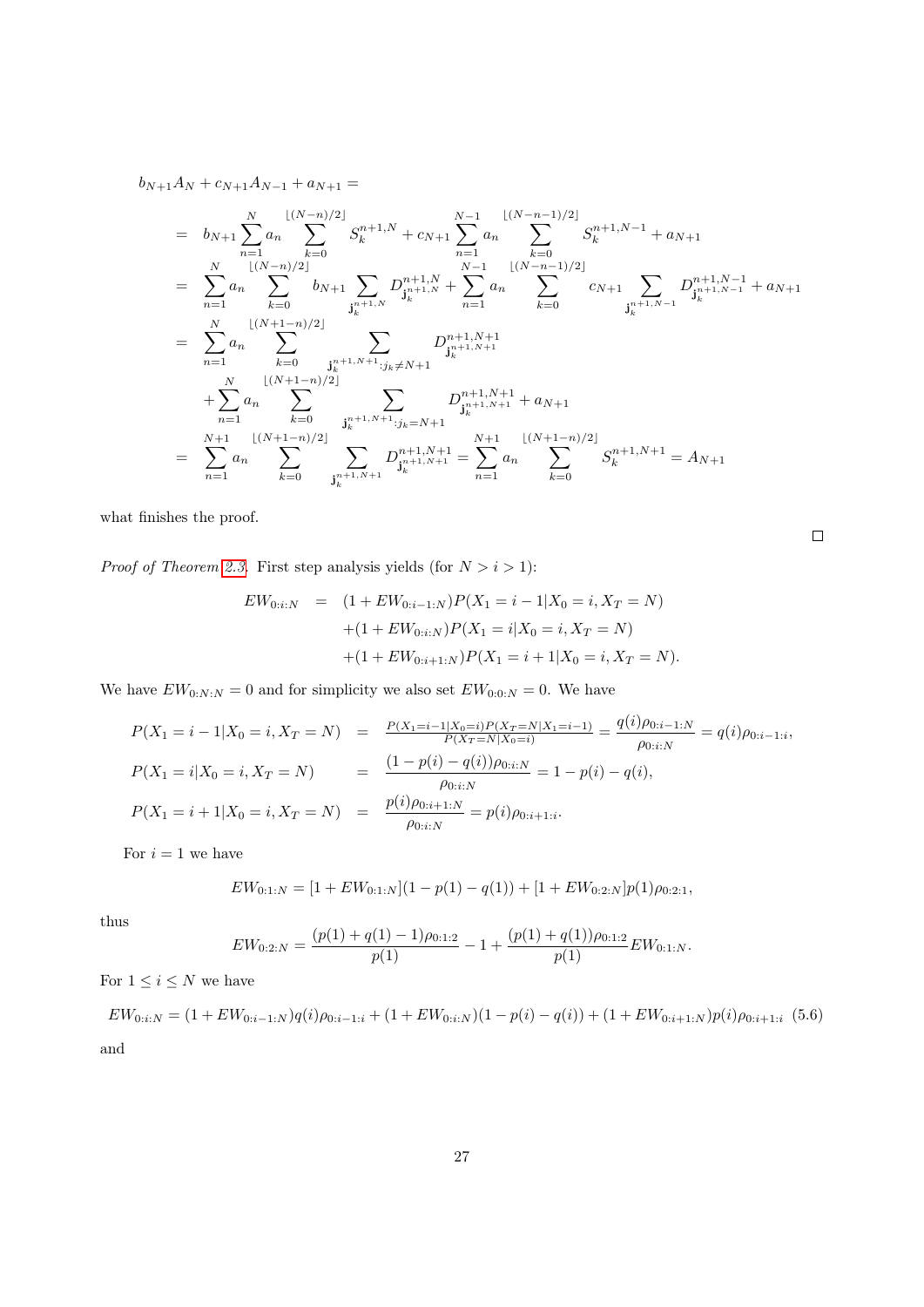$$
\begin{aligned}
&b_{N+1}A_N + c_{N+1}A_{N-1} + a_{N+1} = \\
&= b_{N+1}\sum_{n=1}^{N} a_n \sum_{k=0}^{\lfloor (N-n)/2\rfloor} S_k^{n+1,N} + c_{N+1}\sum_{n=1}^{N-1} a_n \sum_{k=0}^{\lfloor (N-n-1)/2\rfloor} S_k^{n+1,N-1} + a_{N+1} \\
&= \sum_{n=1}^{N} a_n \sum_{k=0}^{\lfloor (N-n)/2\rfloor} b_{N+1} \sum_{\mathbf{j}_k^{n+1,N}} D^{n+1,N}_{\mathbf{j}_k^{n+1,N}} + \sum_{n=1}^{N-1} a_n \sum_{k=0}^{\lfloor (N-n-1)/2\rfloor} c_{N+1} \sum_{\mathbf{j}_k^{n+1,N-1}} D^{n+1,N-1}_{\mathbf{j}_k^{n+1,N-1}} + a_{N+1} \\
&= \sum_{n=1}^{N} a_n \sum_{k=0}^{\lfloor (N+1-n)/2\rfloor} \sum_{\mathbf{j}_k^{n+1,N+1}: j_k \neq N+1} D^{n+1,N+1}_{\mathbf{j}_k^{n+1,N+1}} \\
&\quad + \sum_{n=1}^{N} a_n \sum_{k=0}^{\lfloor (N+1-n)/2\rfloor} \sum_{\mathbf{j}_k^{n+1,N+1}: j_k = N+1} D^{n+1,N+1}_{\mathbf{j}_k^{n+1,N+1}} + a_{N+1} \\
&= \sum_{n=1}^{N+1} a_n \sum_{k=0}^{\lfloor (N+1-n)/2\rfloor} \sum_{\mathbf{j}_k^{n+1,N+1}} D^{n+1,N+1}_{\mathbf{j}_k^{n+1,N+1}} = \sum_{n=1}^{N+1} a_n \sum_{k=0}^{\lfloor (N+1-n)/2\rfloor} S_k^{n+1,N+1} = A_{N+1}
\end{aligned}
$$

what finishes the proof. □

*Proof of Theorem 2.3.* First step analysis yields (for $N > i > 1$):

$$
\begin{aligned}
EW_{0:i:N} &= (1 + EW_{0:i-1:N})P(X_1 = i-1 | X_0 = i, X_T = N) \\
&\quad + (1 + EW_{0:i:N})P(X_1 = i | X_0 = i, X_T = N) \\
&\quad + (1 + EW_{0:i+1:N})P(X_1 = i+1 | X_0 = i, X_T = N).
\end{aligned}
$$

We have $EW_{0:N:N} = 0$ and for simplicity we also set $EW_{0:0:N} = 0$. We have

$$
\begin{aligned}
P(X_1 = i-1 | X_0 = i, X_T = N) &= \tfrac{P(X_1=i-1|X_0=i)P(X_T=N|X_1=i-1)}{P(X_T=N|X_0=i)} = \frac{q(i)\rho_{0:i-1:N}}{\rho_{0:i:N}} = q(i)\rho_{0:i-1:i}, \\
P(X_1 = i | X_0 = i, X_T = N) &= \frac{(1-p(i)-q(i))\rho_{0:i:N}}{\rho_{0:i:N}} = 1 - p(i) - q(i), \\
P(X_1 = i+1 | X_0 = i, X_T = N) &= \frac{p(i)\rho_{0:i+1:N}}{\rho_{0:i:N}} = p(i)\rho_{0:i+1:i}.
\end{aligned}
$$

For $i = 1$ we have

$$
EW_{0:1:N} = [1 + EW_{0:1:N}](1 - p(1) - q(1)) + [1 + EW_{0:2:N}]p(1)\rho_{0:2:1},
$$

thus

$$
EW_{0:2:N} = \frac{(p(1)+q(1)-1)\rho_{0:1:2}}{p(1)} - 1 + \frac{(p(1)+q(1))\rho_{0:1:2}}{p(1)} EW_{0:1:N}.
$$

For $1 \le i \le N$ we have

$$
EW_{0:i:N} = (1 + EW_{0:i-1:N})q(i)\rho_{0:i-1:i} + (1 + EW_{0:i:N})(1 - p(i) - q(i)) + (1 + EW_{0:i+1:N})p(i)\rho_{0:i+1:i} \quad (5.6)
$$

and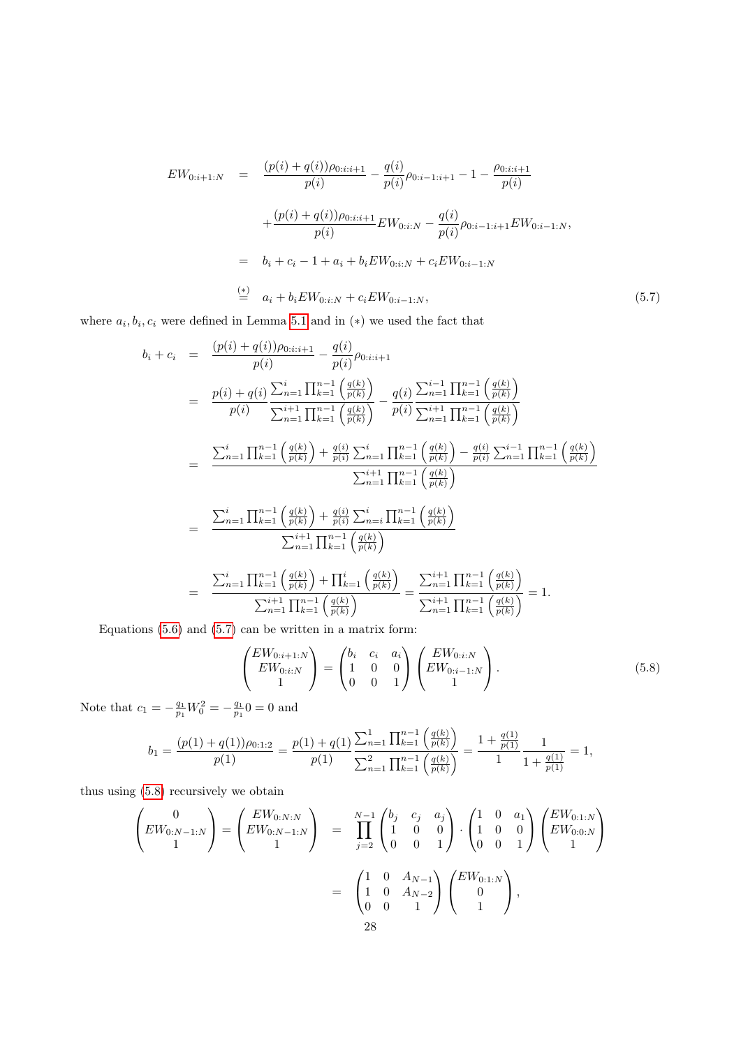$$
\begin{aligned}
EW_{0:i+1:N} &= \frac{(p(i)+q(i))\rho_{0:i:i+1}}{p(i)} - \frac{q(i)}{p(i)}\rho_{0:i-1:i+1} - 1 - \frac{\rho_{0:i:i+1}}{p(i)} \\
&\quad + \frac{(p(i)+q(i))\rho_{0:i:i+1}}{p(i)} EW_{0:i:N} - \frac{q(i)}{p(i)}\rho_{0:i-1:i+1} EW_{0:i-1:N}, \\
&= b_i + c_i - 1 + a_i + b_i EW_{0:i:N} + c_i EW_{0:i-1:N} \\
&\overset{(*)}{=} a_i + b_i EW_{0:i:N} + c_i EW_{0:i-1:N},
\end{aligned}
\tag{5.7}
$$

where $a_i, b_i, c_i$ were defined in Lemma 5.1 and in $(*)$ we used the fact that

$$
\begin{aligned}
b_i + c_i &= \frac{(p(i)+q(i))\rho_{0:i:i+1}}{p(i)} - \frac{q(i)}{p(i)}\rho_{0:i:i+1} \\
&= \frac{p(i)+q(i)}{p(i)} \frac{\sum_{n=1}^{i}\prod_{k=1}^{n-1}\left(\frac{q(k)}{p(k)}\right)}{\sum_{n=1}^{i+1}\prod_{k=1}^{n-1}\left(\frac{q(k)}{p(k)}\right)} - \frac{q(i)}{p(i)} \frac{\sum_{n=1}^{i-1}\prod_{k=1}^{n-1}\left(\frac{q(k)}{p(k)}\right)}{\sum_{n=1}^{i+1}\prod_{k=1}^{n-1}\left(\frac{q(k)}{p(k)}\right)} \\
&= \frac{\sum_{n=1}^{i}\prod_{k=1}^{n-1}\left(\frac{q(k)}{p(k)}\right) + \frac{q(i)}{p(i)}\sum_{n=1}^{i}\prod_{k=1}^{n-1}\left(\frac{q(k)}{p(k)}\right) - \frac{q(i)}{p(i)}\sum_{n=1}^{i-1}\prod_{k=1}^{n-1}\left(\frac{q(k)}{p(k)}\right)}{\sum_{n=1}^{i+1}\prod_{k=1}^{n-1}\left(\frac{q(k)}{p(k)}\right)} \\
&= \frac{\sum_{n=1}^{i}\prod_{k=1}^{n-1}\left(\frac{q(k)}{p(k)}\right) + \frac{q(i)}{p(i)}\sum_{n=i}^{i}\prod_{k=1}^{n-1}\left(\frac{q(k)}{p(k)}\right)}{\sum_{n=1}^{i+1}\prod_{k=1}^{n-1}\left(\frac{q(k)}{p(k)}\right)} \\
&= \frac{\sum_{n=1}^{i}\prod_{k=1}^{n-1}\left(\frac{q(k)}{p(k)}\right) + \prod_{k=1}^{i}\left(\frac{q(k)}{p(k)}\right)}{\sum_{n=1}^{i+1}\prod_{k=1}^{n-1}\left(\frac{q(k)}{p(k)}\right)} = \frac{\sum_{n=1}^{i+1}\prod_{k=1}^{n-1}\left(\frac{q(k)}{p(k)}\right)}{\sum_{n=1}^{i+1}\prod_{k=1}^{n-1}\left(\frac{q(k)}{p(k)}\right)} = 1.
\end{aligned}
$$

Equations (5.6) and (5.7) can be written in a matrix form:

$$
\begin{pmatrix} EW_{0:i+1:N} \\ EW_{0:i:N} \\ 1 \end{pmatrix} = \begin{pmatrix} b_i & c_i & a_i \\ 1 & 0 & 0 \\ 0 & 0 & 1 \end{pmatrix} \begin{pmatrix} EW_{0:i:N} \\ EW_{0:i-1:N} \\ 1 \end{pmatrix}.
\tag{5.8}
$$

Note that $c_1 = -\frac{q_1}{p_1} W_0^2 = -\frac{q_1}{p_1} 0 = 0$ and

$$
b_1 = \frac{(p(1)+q(1))\rho_{0:1:2}}{p(1)} = \frac{p(1)+q(1)}{p(1)} \frac{\sum_{n=1}^{1}\prod_{k=1}^{n-1}\left(\frac{q(k)}{p(k)}\right)}{\sum_{n=1}^{2}\prod_{k=1}^{n-1}\left(\frac{q(k)}{p(k)}\right)} = \frac{1+\frac{q(1)}{p(1)}}{1} \frac{1}{1+\frac{q(1)}{p(1)}} = 1,
$$

thus using (5.8) recursively we obtain

$$
\begin{aligned}
\begin{pmatrix} 0 \\ EW_{0:N-1:N} \\ 1 \end{pmatrix} = \begin{pmatrix} EW_{0:N:N} \\ EW_{0:N-1:N} \\ 1 \end{pmatrix} &= \prod_{j=2}^{N-1} \begin{pmatrix} b_j & c_j & a_j \\ 1 & 0 & 0 \\ 0 & 0 & 1 \end{pmatrix} \cdot \begin{pmatrix} 1 & 0 & a_1 \\ 1 & 0 & 0 \\ 0 & 0 & 1 \end{pmatrix} \begin{pmatrix} EW_{0:1:N} \\ EW_{0:0:N} \\ 1 \end{pmatrix} \\
&= \begin{pmatrix} 1 & 0 & A_{N-1} \\ 1 & 0 & A_{N-2} \\ 0 & 0 & 1 \end{pmatrix} \begin{pmatrix} EW_{0:1:N} \\ 0 \\ 1 \end{pmatrix},
\end{aligned}
$$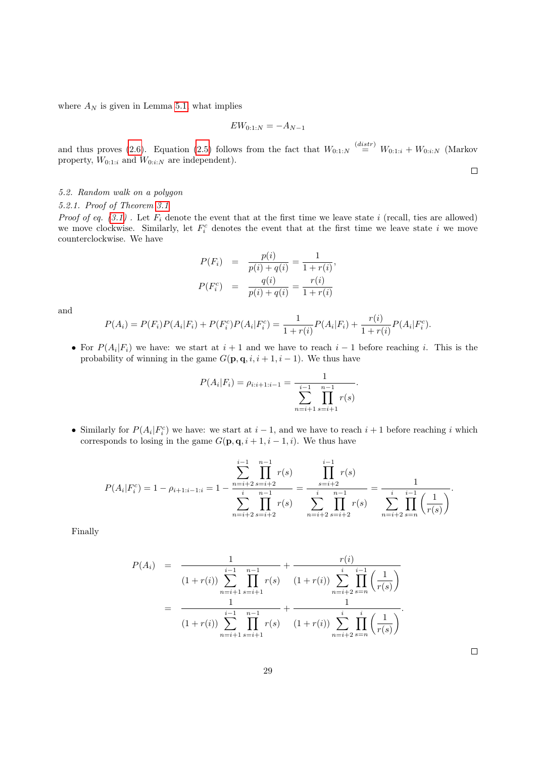where $A_N$ is given in Lemma 5.1, what implies

$$EW_{0:1:N} = -A_{N-1}$$

and thus proves (2.6). Equation (2.5) follows from the fact that $W_{0:1:N} \overset{(distr)}{=} W_{0:1:i} + W_{0:i:N}$ (Markov property, $W_{0:1:i}$ and $W_{0:i:N}$ are independent).

∎

*5.2. Random walk on a polygon*

*5.2.1. Proof of Theorem 3.1*

*Proof of eq. (3.1)* . Let $F_i$ denote the event that at the first time we leave state $i$ (recall, ties are allowed) we move clockwise. Similarly, let $F_i^c$ denotes the event that at the first time we leave state $i$ we move counterclockwise. We have

$$\begin{aligned} P(F_i) &= \frac{p(i)}{p(i)+q(i)} = \frac{1}{1+r(i)}, \\ P(F_i^c) &= \frac{q(i)}{p(i)+q(i)} = \frac{r(i)}{1+r(i)} \end{aligned}$$

and

$$P(A_i) = P(F_i)P(A_i|F_i) + P(F_i^c)P(A_i|F_i^c) = \frac{1}{1+r(i)}P(A_i|F_i) + \frac{r(i)}{1+r(i)}P(A_i|F_i^c).$$

- For $P(A_i|F_i)$ we have: we start at $i+1$ and we have to reach $i-1$ before reaching $i$. This is the probability of winning in the game $G(\mathbf{p},\mathbf{q},i,i+1,i-1)$. We thus have

$$P(A_i|F_i) = \rho_{i:i+1:i-1} = \frac{1}{\sum_{n=i+1}^{i-1}\prod_{s=i+1}^{n-1} r(s)}.$$

- Similarly for $P(A_i|F_i^c)$ we have: we start at $i-1$, and we have to reach $i+1$ before reaching $i$ which corresponds to losing in the game $G(\mathbf{p},\mathbf{q},i+1,i-1,i)$. We thus have

$$P(A_i|F_i^c) = 1 - \rho_{i+1:i-1:i} = 1 - \frac{\sum_{n=i+2}^{i-1}\prod_{s=i+2}^{n-1} r(s)}{\sum_{n=i+2}^{i}\prod_{s=i+2}^{n-1} r(s)} = \frac{\prod_{s=i+2}^{i-1} r(s)}{\sum_{n=i+2}^{i}\prod_{s=i+2}^{n-1} r(s)} = \frac{1}{\sum_{n=i+2}^{i}\prod_{s=n}^{i-1}\left(\frac{1}{r(s)}\right)}.$$

Finally

$$\begin{aligned} P(A_i) &= \frac{1}{(1+r(i))\sum_{n=i+1}^{i-1}\prod_{s=i+1}^{n-1} r(s)} + \frac{r(i)}{(1+r(i))\sum_{n=i+2}^{i}\prod_{s=n}^{i-1}\left(\frac{1}{r(s)}\right)} \\ &= \frac{1}{(1+r(i))\sum_{n=i+1}^{i-1}\prod_{s=i+1}^{n-1} r(s)} + \frac{1}{(1+r(i))\sum_{n=i+2}^{i}\prod_{s=n}^{i}\left(\frac{1}{r(s)}\right)}. \end{aligned}$$

∎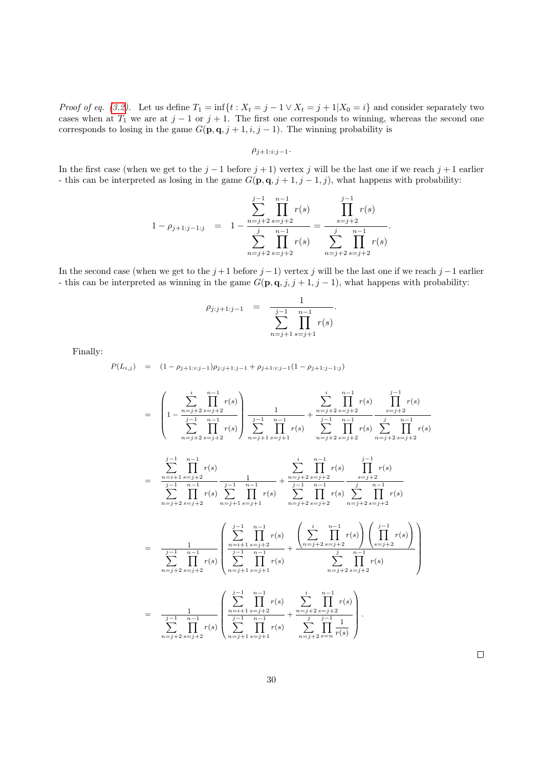*Proof of eq. (3.2).* Let us define $T_1 = \inf\{t : X_t = j-1 \vee X_t = j+1 | X_0 = i\}$ and consider separately two cases when at $T_1$ we are at $j-1$ or $j+1$. The first one corresponds to winning, whereas the second one corresponds to losing in the game $G(\mathbf{p}, \mathbf{q}, j+1, i, j-1)$. The winning probability is

$$\rho_{j+1:i:j-1}.$$

In the first case (when we get to the $j-1$ before $j+1$) vertex $j$ will be the last one if we reach $j+1$ earlier - this can be interpreted as losing in the game $G(\mathbf{p}, \mathbf{q}, j+1, j-1, j)$, what happens with probability:

$$1 - \rho_{j+1:j-1:j} = 1 - \frac{\sum_{n=j+2}^{j-1} \prod_{s=j+2}^{n-1} r(s)}{\sum_{n=j+2}^{j} \prod_{s=j+2}^{n-1} r(s)} = \frac{\prod_{s=j+2}^{j-1} r(s)}{\sum_{n=j+2}^{j} \prod_{s=j+2}^{n-1} r(s)}.$$

In the second case (when we get to the $j+1$ before $j-1$) vertex $j$ will be the last one if we reach $j-1$ earlier - this can be interpreted as winning in the game $G(\mathbf{p}, \mathbf{q}, j, j+1, j-1)$, what happens with probability:

$$\rho_{j:j+1:j-1} = \frac{1}{\sum_{n=j+1}^{j-1} \prod_{s=j+1}^{n-1} r(s)}.$$

Finally:

$$
\begin{aligned}
P(L_{i,j}) &= (1 - \rho_{j+1:i:j-1})\rho_{j:j+1:j-1} + \rho_{j+1:i:j-1}(1 - \rho_{j+1:j-1:j}) \\
&= \left(1 - \frac{\sum_{n=j+2}^{i} \prod_{s=j+2}^{n-1} r(s)}{\sum_{n=j+2}^{j-1} \prod_{s=j+2}^{n-1} r(s)}\right) \frac{1}{\sum_{n=j+1}^{j-1} \prod_{s=j+1}^{n-1} r(s)} + \frac{\sum_{n=j+2}^{i} \prod_{s=j+2}^{n-1} r(s)}{\sum_{n=j+2}^{j-1} \prod_{s=j+2}^{n-1} r(s)} \frac{\prod_{s=j+2}^{j-1} r(s)}{\sum_{n=j+2}^{j} \prod_{s=j+2}^{n-1} r(s)} \\
&= \frac{\sum_{n=i+1}^{j-1} \prod_{s=j+2}^{n-1} r(s)}{\sum_{n=j+2}^{j-1} \prod_{s=j+2}^{n-1} r(s)} \frac{1}{\sum_{n=j+1}^{j-1} \prod_{s=j+1}^{n-1} r(s)} + \frac{\sum_{n=j+2}^{i} \prod_{s=j+2}^{n-1} r(s)}{\sum_{n=j+2}^{j-1} \prod_{s=j+2}^{n-1} r(s)} \frac{\prod_{s=j+2}^{j-1} r(s)}{\sum_{n=j+2}^{j} \prod_{s=j+2}^{n-1} r(s)} \\
&= \frac{1}{\sum_{n=j+2}^{j-1} \prod_{s=j+2}^{n-1} r(s)} \left( \frac{\sum_{n=i+1}^{j-1} \prod_{s=j+2}^{n-1} r(s)}{\sum_{n=j+1}^{j-1} \prod_{s=j+1}^{n-1} r(s)} + \frac{\left(\sum_{n=j+2}^{i} \prod_{s=j+2}^{n-1} r(s)\right)\left(\prod_{s=j+2}^{j-1} r(s)\right)}{\sum_{n=j+2}^{j} \prod_{s=j+2}^{n-1} r(s)} \right) \\
&= \frac{1}{\sum_{n=j+2}^{j-1} \prod_{s=j+2}^{n-1} r(s)} \left( \frac{\sum_{n=i+1}^{j-1} \prod_{s=j+2}^{n-1} r(s)}{\sum_{n=j+1}^{j-1} \prod_{s=j+1}^{n-1} r(s)} + \frac{\sum_{n=j+2}^{i} \prod_{s=j+2}^{n-1} r(s)}{\sum_{n=j+2}^{j} \prod_{s=n}^{j-1} \frac{1}{r(s)}} \right).
\end{aligned}
$$

$\square$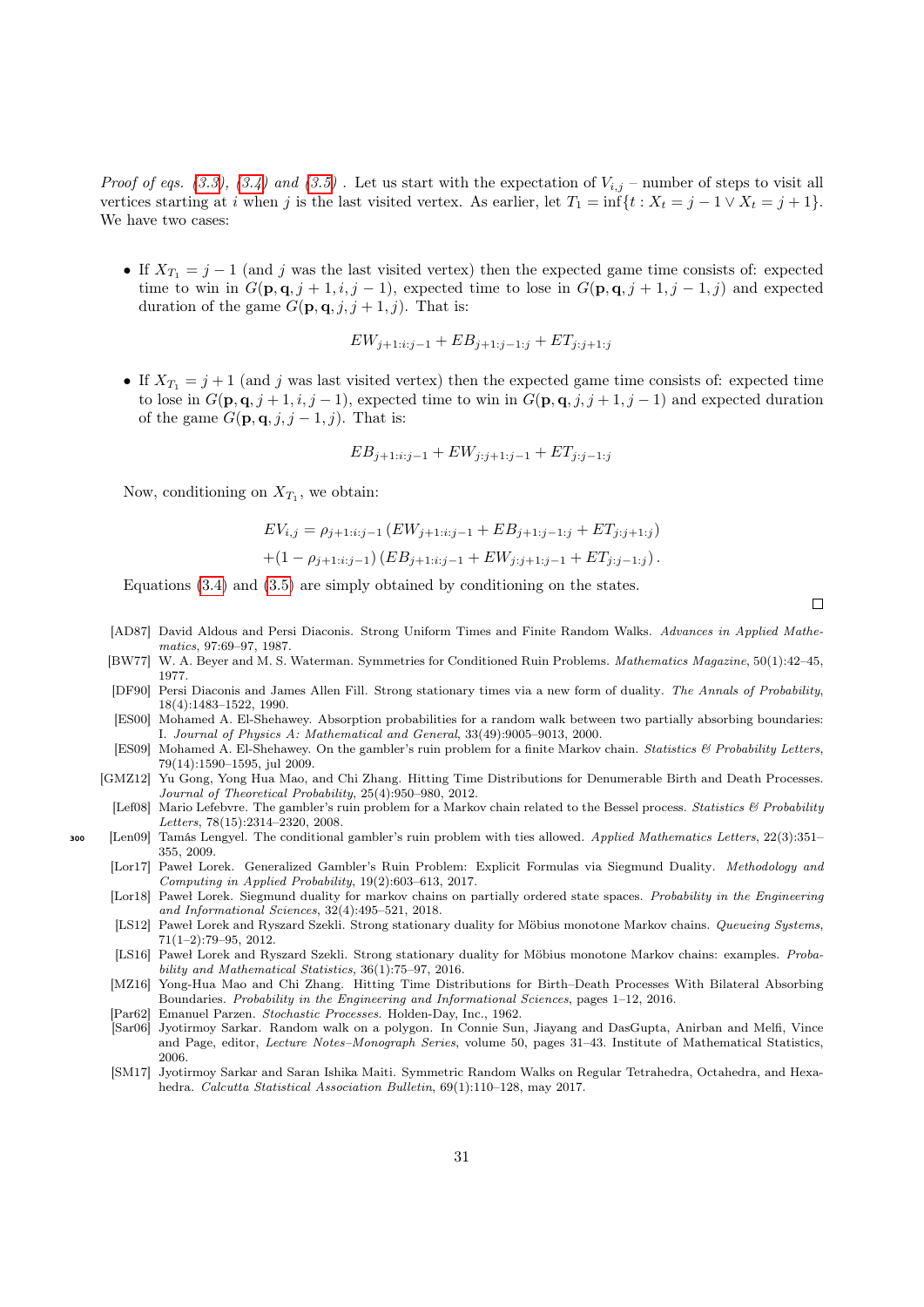*Proof of eqs. (3.3), (3.4) and (3.5)* . Let us start with the expectation of $V_{i,j}$ – number of steps to visit all vertices starting at $i$ when $j$ is the last visited vertex. As earlier, let $T_1 = \inf\{t : X_t = j-1 \vee X_t = j+1\}$. We have two cases:

- If $X_{T_1} = j-1$ (and $j$ was the last visited vertex) then the expected game time consists of: expected time to win in $G(\mathbf{p}, \mathbf{q}, j+1, i, j-1)$, expected time to lose in $G(\mathbf{p}, \mathbf{q}, j+1, j-1, j)$ and expected duration of the game $G(\mathbf{p}, \mathbf{q}, j, j+1, j)$. That is:

$$EW_{j+1:i:j-1} + EB_{j+1:j-1:j} + ET_{j:j+1:j}$$

- If $X_{T_1} = j+1$ (and $j$ was last visited vertex) then the expected game time consists of: expected time to lose in $G(\mathbf{p}, \mathbf{q}, j+1, i, j-1)$, expected time to win in $G(\mathbf{p}, \mathbf{q}, j, j+1, j-1)$ and expected duration of the game $G(\mathbf{p}, \mathbf{q}, j, j-1, j)$. That is:

$$EB_{j+1:i:j-1} + EW_{j:j+1:j-1} + ET_{j:j-1:j}$$

Now, conditioning on $X_{T_1}$, we obtain:

$$
\begin{aligned}
EV_{i,j} &= \rho_{j+1:i:j-1} \left( EW_{j+1:i:j-1} + EB_{j+1:j-1:j} + ET_{j:j+1:j} \right) \\
&+ (1 - \rho_{j+1:i:j-1}) \left( EB_{j+1:i:j-1} + EW_{j:j+1:j-1} + ET_{j:j-1:j} \right).
\end{aligned}
$$

Equations (3.4) and (3.5) are simply obtained by conditioning on the states.

□

[AD87] David Aldous and Persi Diaconis. Strong Uniform Times and Finite Random Walks. *Advances in Applied Mathematics*, 97:69–97, 1987.

[BW77] W. A. Beyer and M. S. Waterman. Symmetries for Conditioned Ruin Problems. *Mathematics Magazine*, 50(1):42–45, 1977.

[DF90] Persi Diaconis and James Allen Fill. Strong stationary times via a new form of duality. *The Annals of Probability*, 18(4):1483–1522, 1990.

[ES00] Mohamed A. El-Shehawey. Absorption probabilities for a random walk between two partially absorbing boundaries: I. *Journal of Physics A: Mathematical and General*, 33(49):9005–9013, 2000.

[ES09] Mohamed A. El-Shehawey. On the gambler's ruin problem for a finite Markov chain. *Statistics & Probability Letters*, 79(14):1590–1595, jul 2009.

[GMZ12] Yu Gong, Yong Hua Mao, and Chi Zhang. Hitting Time Distributions for Denumerable Birth and Death Processes. *Journal of Theoretical Probability*, 25(4):950–980, 2012.

[Lef08] Mario Lefebvre. The gambler's ruin problem for a Markov chain related to the Bessel process. *Statistics & Probability Letters*, 78(15):2314–2320, 2008.

[Len09] Tamás Lengyel. The conditional gambler's ruin problem with ties allowed. *Applied Mathematics Letters*, 22(3):351–355, 2009.

[Lor17] Paweł Lorek. Generalized Gambler's Ruin Problem: Explicit Formulas via Siegmund Duality. *Methodology and Computing in Applied Probability*, 19(2):603–613, 2017.

[Lor18] Paweł Lorek. Siegmund duality for markov chains on partially ordered state spaces. *Probability in the Engineering and Informational Sciences*, 32(4):495–521, 2018.

[LS12] Paweł Lorek and Ryszard Szekli. Strong stationary duality for Möbius monotone Markov chains. *Queueing Systems*, 71(1–2):79–95, 2012.

[LS16] Paweł Lorek and Ryszard Szekli. Strong stationary duality for Möbius monotone Markov chains: examples. *Probability and Mathematical Statistics*, 36(1):75–97, 2016.

[MZ16] Yong-Hua Mao and Chi Zhang. Hitting Time Distributions for Birth–Death Processes With Bilateral Absorbing Boundaries. *Probability in the Engineering and Informational Sciences*, pages 1–12, 2016.

[Par62] Emanuel Parzen. *Stochastic Processes.* Holden-Day, Inc., 1962.

[Sar06] Jyotirmoy Sarkar. Random walk on a polygon. In Connie Sun, Jiayang and DasGupta, Anirban and Melfi, Vince and Page, editor, *Lecture Notes–Monograph Series*, volume 50, pages 31–43. Institute of Mathematical Statistics, 2006.

[SM17] Jyotirmoy Sarkar and Saran Ishika Maiti. Symmetric Random Walks on Regular Tetrahedra, Octahedra, and Hexahedra. *Calcutta Statistical Association Bulletin*, 69(1):110–128, may 2017.